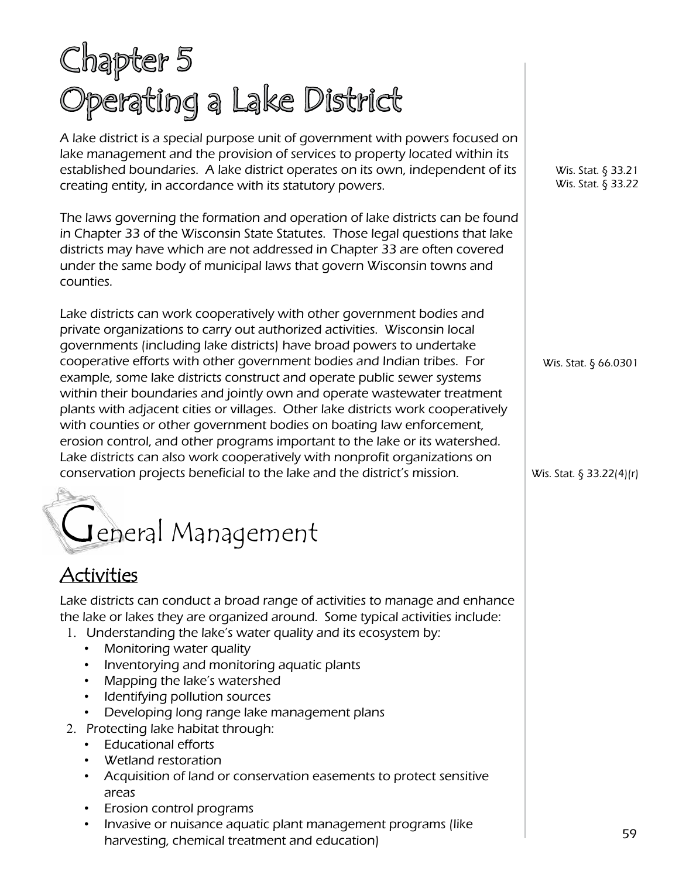# Chapter 5
# Operating a Lake District

A lake district is a special purpose unit of government with powers focused on lake management and the provision of services to property located within its established boundaries. A lake district operates on its own, independent of its creating entity, in accordance with its statutory powers.

Wis. Stat. § 33.21
Wis. Stat. § 33.22

The laws governing the formation and operation of lake districts can be found in Chapter 33 of the Wisconsin State Statutes. Those legal questions that lake districts may have which are not addressed in Chapter 33 are often covered under the same body of municipal laws that govern Wisconsin towns and counties.

Lake districts can work cooperatively with other government bodies and private organizations to carry out authorized activities. Wisconsin local governments (including lake districts) have broad powers to undertake cooperative efforts with other government bodies and Indian tribes. For example, some lake districts construct and operate public sewer systems within their boundaries and jointly own and operate wastewater treatment plants with adjacent cities or villages. Other lake districts work cooperatively with counties or other government bodies on boating law enforcement, erosion control, and other programs important to the lake or its watershed. Lake districts can also work cooperatively with nonprofit organizations on conservation projects beneficial to the lake and the district's mission.

Wis. Stat. § 66.0301

Wis. Stat. § 33.22(4)(r)

## General Management

### Activities

Lake districts can conduct a broad range of activities to manage and enhance the lake or lakes they are organized around. Some typical activities include:

1. Understanding the lake's water quality and its ecosystem by:
   - Monitoring water quality
   - Inventorying and monitoring aquatic plants
   - Mapping the lake's watershed
   - Identifying pollution sources
   - Developing long range lake management plans
2. Protecting lake habitat through:
   - Educational efforts
   - Wetland restoration
   - Acquisition of land or conservation easements to protect sensitive areas
   - Erosion control programs
   - Invasive or nuisance aquatic plant management programs (like harvesting, chemical treatment and education)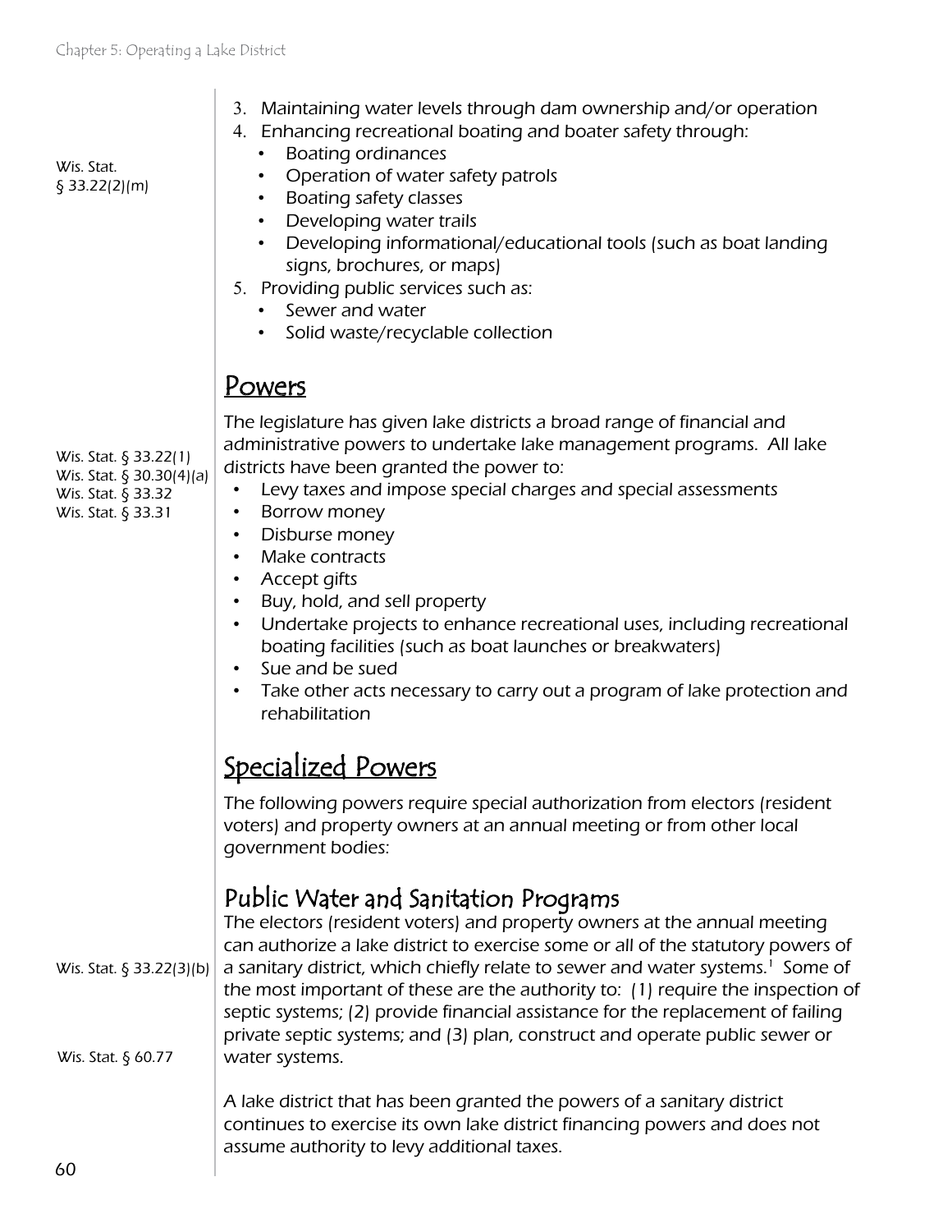Wis. Stat. § 33.22(2)(m)

3. Maintaining water levels through dam ownership and/or operation
4. Enhancing recreational boating and boater safety through:
   - Boating ordinances
   - Operation of water safety patrols
   - Boating safety classes
   - Developing water trails
   - Developing informational/educational tools (such as boat landing signs, brochures, or maps)
5. Providing public services such as:
   - Sewer and water
   - Solid waste/recyclable collection

## Powers

Wis. Stat. § 33.22(1)
Wis. Stat. § 30.30(4)(a)
Wis. Stat. § 33.32
Wis. Stat. § 33.31

The legislature has given lake districts a broad range of financial and administrative powers to undertake lake management programs. All lake districts have been granted the power to:

- Levy taxes and impose special charges and special assessments
- Borrow money
- Disburse money
- Make contracts
- Accept gifts
- Buy, hold, and sell property
- Undertake projects to enhance recreational uses, including recreational boating facilities (such as boat launches or breakwaters)
- Sue and be sued
- Take other acts necessary to carry out a program of lake protection and rehabilitation

## Specialized Powers

The following powers require special authorization from electors (resident voters) and property owners at an annual meeting or from other local government bodies:

### Public Water and Sanitation Programs

Wis. Stat. § 33.22(3)(b)
Wis. Stat. § 60.77

The electors (resident voters) and property owners at the annual meeting can authorize a lake district to exercise some or all of the statutory powers of a sanitary district, which chiefly relate to sewer and water systems.[1] Some of the most important of these are the authority to: (1) require the inspection of septic systems; (2) provide financial assistance for the replacement of failing private septic systems; and (3) plan, construct and operate public sewer or water systems.

A lake district that has been granted the powers of a sanitary district continues to exercise its own lake district financing powers and does not assume authority to levy additional taxes.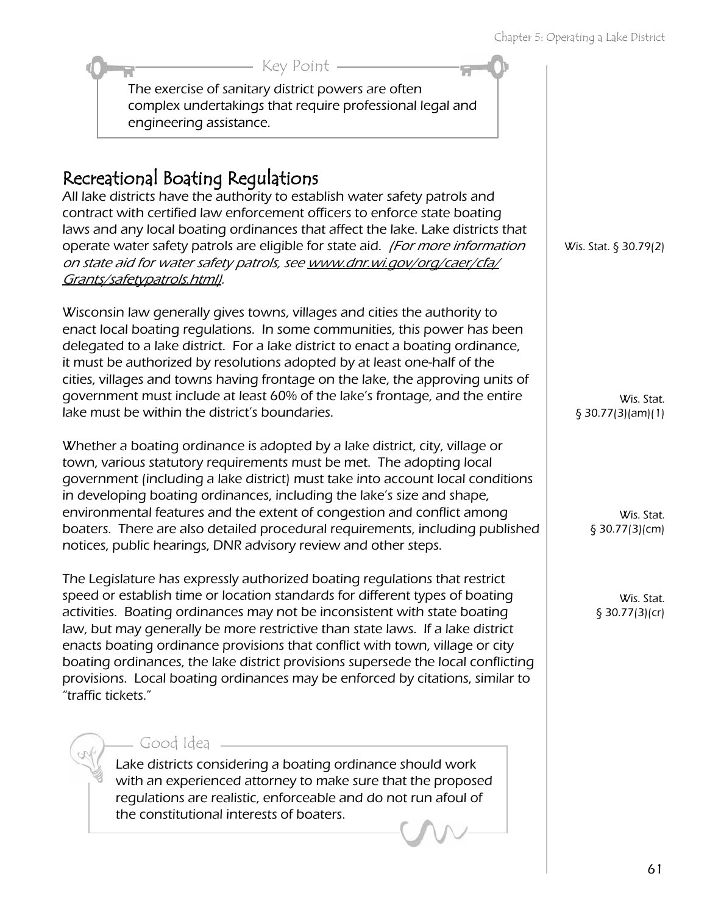> **Key Point**
>
> The exercise of sanitary district powers are often complex undertakings that require professional legal and engineering assistance.

## Recreational Boating Regulations

All lake districts have the authority to establish water safety patrols and contract with certified law enforcement officers to enforce state boating laws and any local boating ordinances that affect the lake. Lake districts that operate water safety patrols are eligible for state aid. *(For more information on state aid for water safety patrols, see www.dnr.wi.gov/org/caer/cfa/Grants/safetypatrols.html).*

Wis. Stat. § 30.79(2)

Wisconsin law generally gives towns, villages and cities the authority to enact local boating regulations. In some communities, this power has been delegated to a lake district. For a lake district to enact a boating ordinance, it must be authorized by resolutions adopted by at least one-half of the cities, villages and towns having frontage on the lake, the approving units of government must include at least 60% of the lake's frontage, and the entire lake must be within the district's boundaries.

Wis. Stat. § 30.77(3)(am)(1)

Whether a boating ordinance is adopted by a lake district, city, village or town, various statutory requirements must be met. The adopting local government (including a lake district) must take into account local conditions in developing boating ordinances, including the lake's size and shape, environmental features and the extent of congestion and conflict among boaters. There are also detailed procedural requirements, including published notices, public hearings, DNR advisory review and other steps.

Wis. Stat. § 30.77(3)(cm)

The Legislature has expressly authorized boating regulations that restrict speed or establish time or location standards for different types of boating activities. Boating ordinances may not be inconsistent with state boating law, but may generally be more restrictive than state laws. If a lake district enacts boating ordinance provisions that conflict with town, village or city boating ordinances, the lake district provisions supersede the local conflicting provisions. Local boating ordinances may be enforced by citations, similar to "traffic tickets."

Wis. Stat. § 30.77(3)(cr)

> **Good Idea**
>
> Lake districts considering a boating ordinance should work with an experienced attorney to make sure that the proposed regulations are realistic, enforceable and do not run afoul of the constitutional interests of boaters.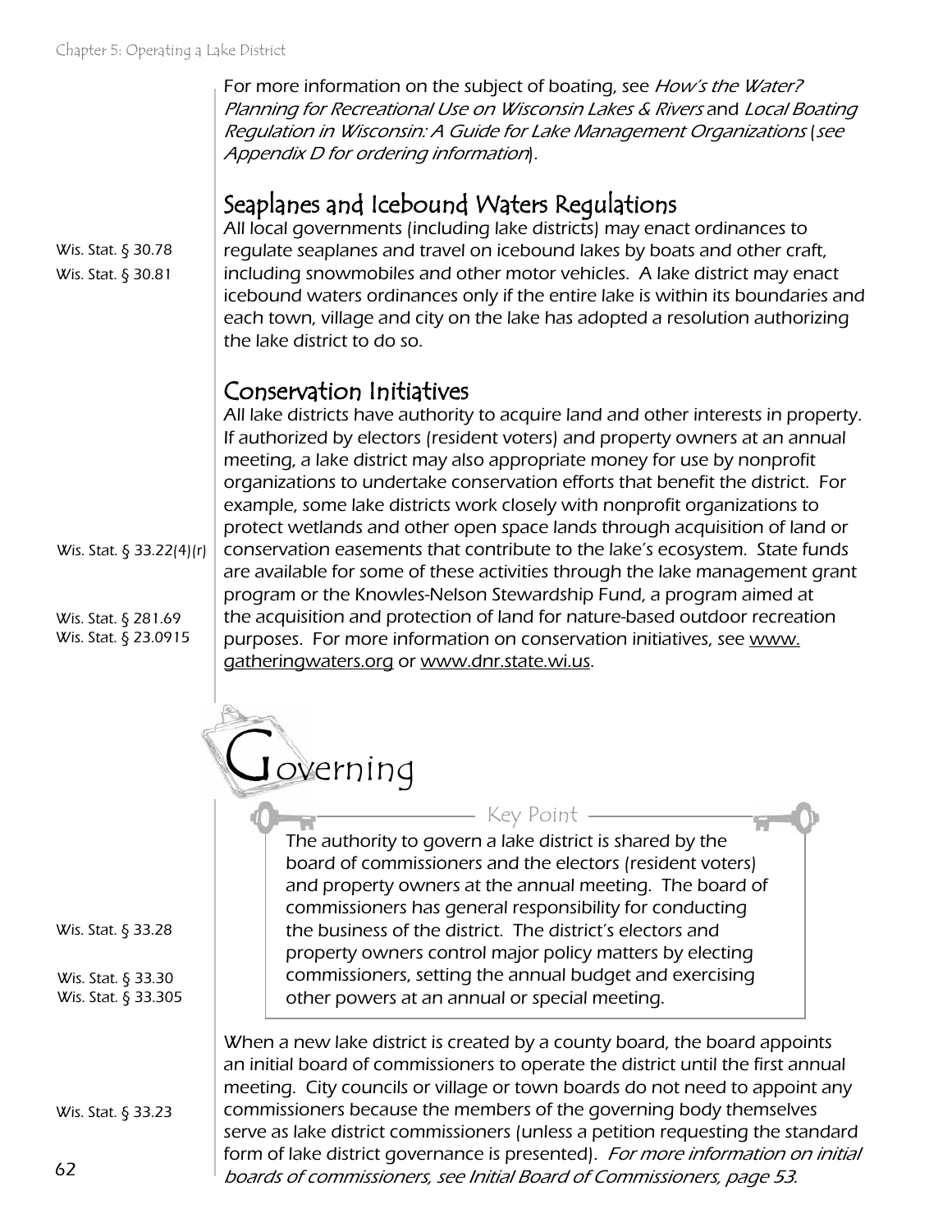For more information on the subject of boating, see *How's the Water? Planning for Recreational Use on Wisconsin Lakes & Rivers* and *Local Boating Regulation in Wisconsin: A Guide for Lake Management Organizations* (*see Appendix D for ordering information*).

## Seaplanes and Icebound Waters Regulations

Wis. Stat. § 30.78
Wis. Stat. § 30.81

All local governments (including lake districts) may enact ordinances to regulate seaplanes and travel on icebound lakes by boats and other craft, including snowmobiles and other motor vehicles. A lake district may enact icebound waters ordinances only if the entire lake is within its boundaries and each town, village and city on the lake has adopted a resolution authorizing the lake district to do so.

## Conservation Initiatives

Wis. Stat. § 33.22(4)(r)

Wis. Stat. § 281.69
Wis. Stat. § 23.0915

All lake districts have authority to acquire land and other interests in property. If authorized by electors (resident voters) and property owners at an annual meeting, a lake district may also appropriate money for use by nonprofit organizations to undertake conservation efforts that benefit the district. For example, some lake districts work closely with nonprofit organizations to protect wetlands and other open space lands through acquisition of land or conservation easements that contribute to the lake's ecosystem. State funds are available for some of these activities through the lake management grant program or the Knowles-Nelson Stewardship Fund, a program aimed at the acquisition and protection of land for nature-based outdoor recreation purposes. For more information on conservation initiatives, see www.gatheringwaters.org or www.dnr.state.wi.us.

# Governing

Wis. Stat. § 33.28

Wis. Stat. § 33.30
Wis. Stat. § 33.305

**Key Point**

The authority to govern a lake district is shared by the board of commissioners and the electors (resident voters) and property owners at the annual meeting. The board of commissioners has general responsibility for conducting the business of the district. The district's electors and property owners control major policy matters by electing commissioners, setting the annual budget and exercising other powers at an annual or special meeting.

Wis. Stat. § 33.23

When a new lake district is created by a county board, the board appoints an initial board of commissioners to operate the district until the first annual meeting. City councils or village or town boards do not need to appoint any commissioners because the members of the governing body themselves serve as lake district commissioners (unless a petition requesting the standard form of lake district governance is presented). *For more information on initial boards of commissioners, see Initial Board of Commissioners, page 53.*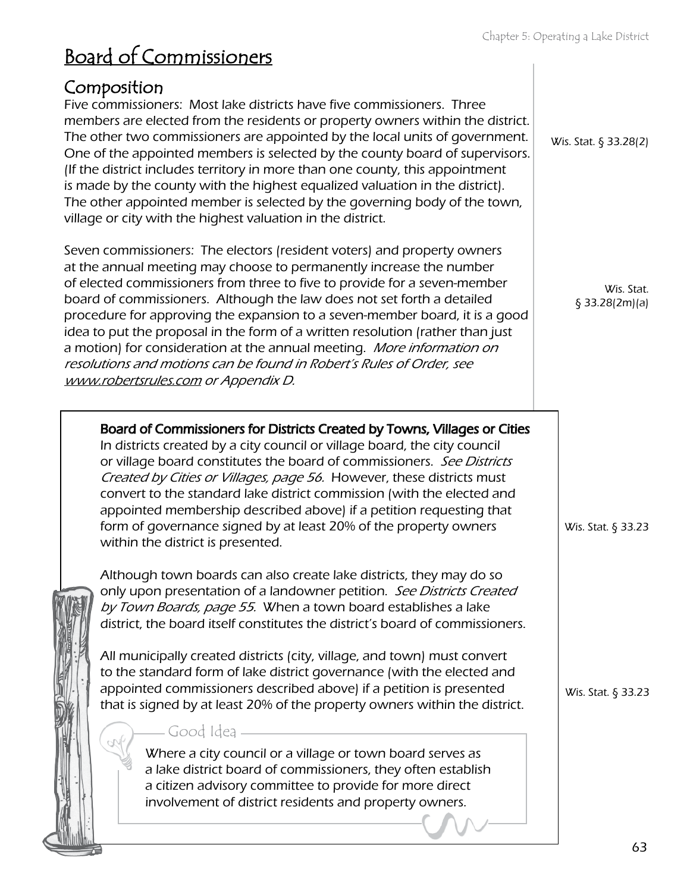# Board of Commissioners

## Composition

Five commissioners: Most lake districts have five commissioners. Three members are elected from the residents or property owners within the district. The other two commissioners are appointed by the local units of government. One of the appointed members is selected by the county board of supervisors. (If the district includes territory in more than one county, this appointment is made by the county with the highest equalized valuation in the district). The other appointed member is selected by the governing body of the town, village or city with the highest valuation in the district.

Wis. Stat. § 33.28(2)

Seven commissioners: The electors (resident voters) and property owners at the annual meeting may choose to permanently increase the number of elected commissioners from three to five to provide for a seven-member board of commissioners. Although the law does not set forth a detailed procedure for approving the expansion to a seven-member board, it is a good idea to put the proposal in the form of a written resolution (rather than just a motion) for consideration at the annual meeting. *More information on resolutions and motions can be found in Robert's Rules of Order, see www.robertsrules.com or Appendix D.*

Wis. Stat. § 33.28(2m)(a)

**Board of Commissioners for Districts Created by Towns, Villages or Cities**

In districts created by a city council or village board, the city council or village board constitutes the board of commissioners. *See Districts Created by Cities or Villages, page 56*. However, these districts must convert to the standard lake district commission (with the elected and appointed membership described above) if a petition requesting that form of governance signed by at least 20% of the property owners within the district is presented.

Wis. Stat. § 33.23

Although town boards can also create lake districts, they may do so only upon presentation of a landowner petition. *See Districts Created by Town Boards, page 55.* When a town board establishes a lake district, the board itself constitutes the district's board of commissioners.

All municipally created districts (city, village, and town) must convert to the standard form of lake district governance (with the elected and appointed commissioners described above) if a petition is presented that is signed by at least 20% of the property owners within the district.

Wis. Stat. § 33.23

**Good Idea**

Where a city council or a village or town board serves as a lake district board of commissioners, they often establish a citizen advisory committee to provide for more direct involvement of district residents and property owners.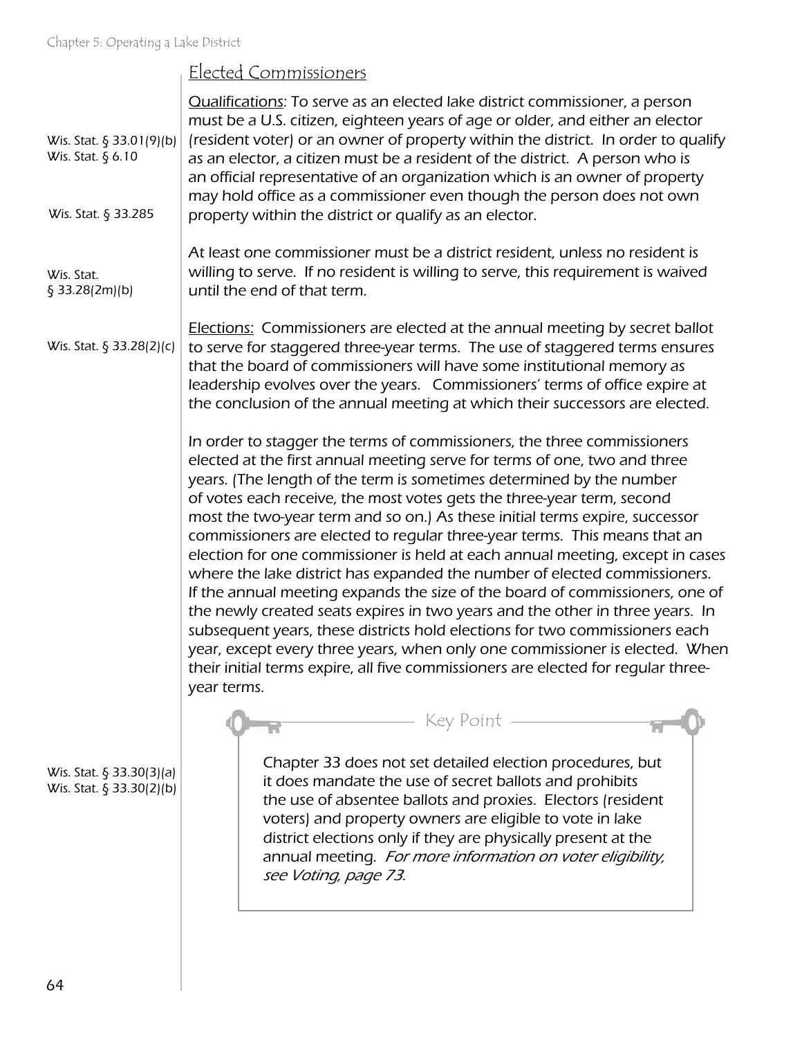## Elected Commissioners

Wis. Stat. § 33.01(9)(b)
Wis. Stat. § 6.10

Qualifications: To serve as an elected lake district commissioner, a person must be a U.S. citizen, eighteen years of age or older, and either an elector (resident voter) or an owner of property within the district. In order to qualify as an elector, a citizen must be a resident of the district. A person who is an official representative of an organization which is an owner of property may hold office as a commissioner even though the person does not own property within the district or qualify as an elector.

Wis. Stat. § 33.285

Wis. Stat. § 33.28(2m)(b)

At least one commissioner must be a district resident, unless no resident is willing to serve. If no resident is willing to serve, this requirement is waived until the end of that term.

Wis. Stat. § 33.28(2)(c)

Elections: Commissioners are elected at the annual meeting by secret ballot to serve for staggered three-year terms. The use of staggered terms ensures that the board of commissioners will have some institutional memory as leadership evolves over the years. Commissioners' terms of office expire at the conclusion of the annual meeting at which their successors are elected.

In order to stagger the terms of commissioners, the three commissioners elected at the first annual meeting serve for terms of one, two and three years. (The length of the term is sometimes determined by the number of votes each receive, the most votes gets the three-year term, second most the two-year term and so on.) As these initial terms expire, successor commissioners are elected to regular three-year terms. This means that an election for one commissioner is held at each annual meeting, except in cases where the lake district has expanded the number of elected commissioners. If the annual meeting expands the size of the board of commissioners, one of the newly created seats expires in two years and the other in three years. In subsequent years, these districts hold elections for two commissioners each year, except every three years, when only one commissioner is elected. When their initial terms expire, all five commissioners are elected for regular three-year terms.

Wis. Stat. § 33.30(3)(a)
Wis. Stat. § 33.30(2)(b)

> **Key Point**
>
> Chapter 33 does not set detailed election procedures, but it does mandate the use of secret ballots and prohibits the use of absentee ballots and proxies. Electors (resident voters) and property owners are eligible to vote in lake district elections only if they are physically present at the annual meeting. *For more information on voter eligibility, see Voting, page 73.*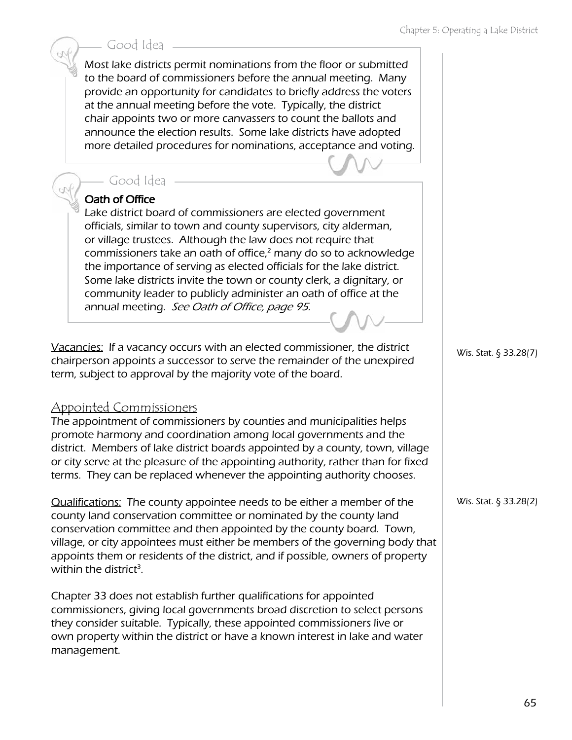### Good Idea

Most lake districts permit nominations from the floor or submitted to the board of commissioners before the annual meeting. Many provide an opportunity for candidates to briefly address the voters at the annual meeting before the vote. Typically, the district chair appoints two or more canvassers to count the ballots and announce the election results. Some lake districts have adopted more detailed procedures for nominations, acceptance and voting.

### Good Idea

**Oath of Office**

Lake district board of commissioners are elected government officials, similar to town and county supervisors, city alderman, or village trustees. Although the law does not require that commissioners take an oath of office,[2] many do so to acknowledge the importance of serving as elected officials for the lake district. Some lake districts invite the town or county clerk, a dignitary, or community leader to publicly administer an oath of office at the annual meeting. *See Oath of Office, page 95.*

Vacancies: If a vacancy occurs with an elected commissioner, the district chairperson appoints a successor to serve the remainder of the unexpired term, subject to approval by the majority vote of the board.

Wis. Stat. § 33.28(7)

## Appointed Commissioners

The appointment of commissioners by counties and municipalities helps promote harmony and coordination among local governments and the district. Members of lake district boards appointed by a county, town, village or city serve at the pleasure of the appointing authority, rather than for fixed terms. They can be replaced whenever the appointing authority chooses.

Qualifications: The county appointee needs to be either a member of the county land conservation committee or nominated by the county land conservation committee and then appointed by the county board. Town, village, or city appointees must either be members of the governing body that appoints them or residents of the district, and if possible, owners of property within the district[3].

Wis. Stat. § 33.28(2)

Chapter 33 does not establish further qualifications for appointed commissioners, giving local governments broad discretion to select persons they consider suitable. Typically, these appointed commissioners live or own property within the district or have a known interest in lake and water management.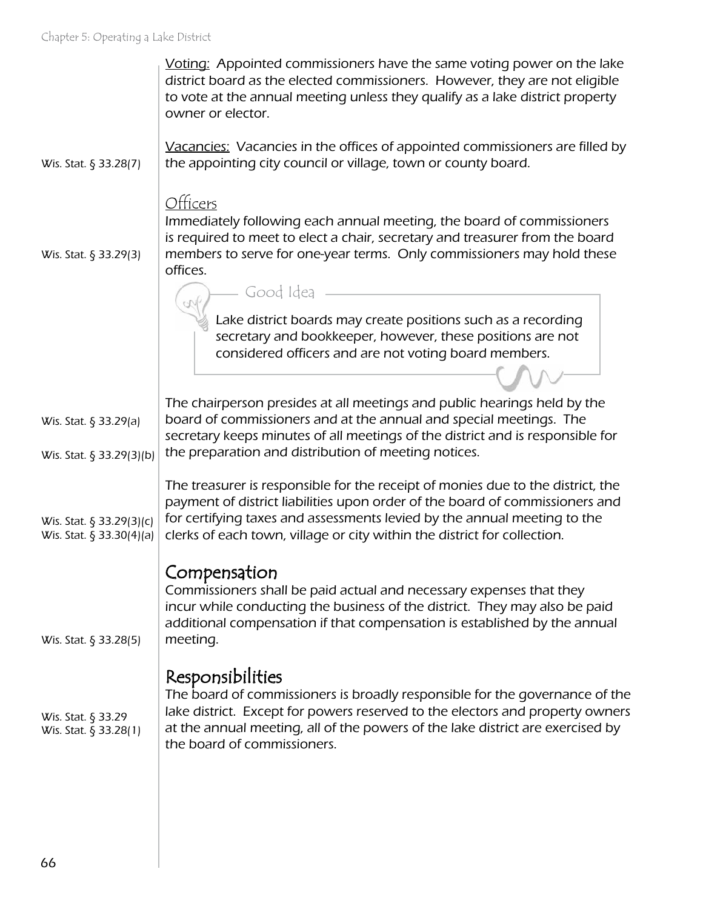Voting: Appointed commissioners have the same voting power on the lake district board as the elected commissioners. However, they are not eligible to vote at the annual meeting unless they qualify as a lake district property owner or elector.

Wis. Stat. § 33.28(7)

Vacancies: Vacancies in the offices of appointed commissioners are filled by the appointing city council or village, town or county board.

### Officers

Wis. Stat. § 33.29(3)

Immediately following each annual meeting, the board of commissioners is required to meet to elect a chair, secretary and treasurer from the board members to serve for one-year terms. Only commissioners may hold these offices.

> **Good Idea**
>
> Lake district boards may create positions such as a recording secretary and bookkeeper, however, these positions are not considered officers and are not voting board members.

Wis. Stat. § 33.29(a)

Wis. Stat. § 33.29(3)(b)

The chairperson presides at all meetings and public hearings held by the board of commissioners and at the annual and special meetings. The secretary keeps minutes of all meetings of the district and is responsible for the preparation and distribution of meeting notices.

Wis. Stat. § 33.29(3)(c)
Wis. Stat. § 33.30(4)(a)

The treasurer is responsible for the receipt of monies due to the district, the payment of district liabilities upon order of the board of commissioners and for certifying taxes and assessments levied by the annual meeting to the clerks of each town, village or city within the district for collection.

## Compensation

Wis. Stat. § 33.28(5)

Commissioners shall be paid actual and necessary expenses that they incur while conducting the business of the district. They may also be paid additional compensation if that compensation is established by the annual meeting.

## Responsibilities

Wis. Stat. § 33.29
Wis. Stat. § 33.28(1)

The board of commissioners is broadly responsible for the governance of the lake district. Except for powers reserved to the electors and property owners at the annual meeting, all of the powers of the lake district are exercised by the board of commissioners.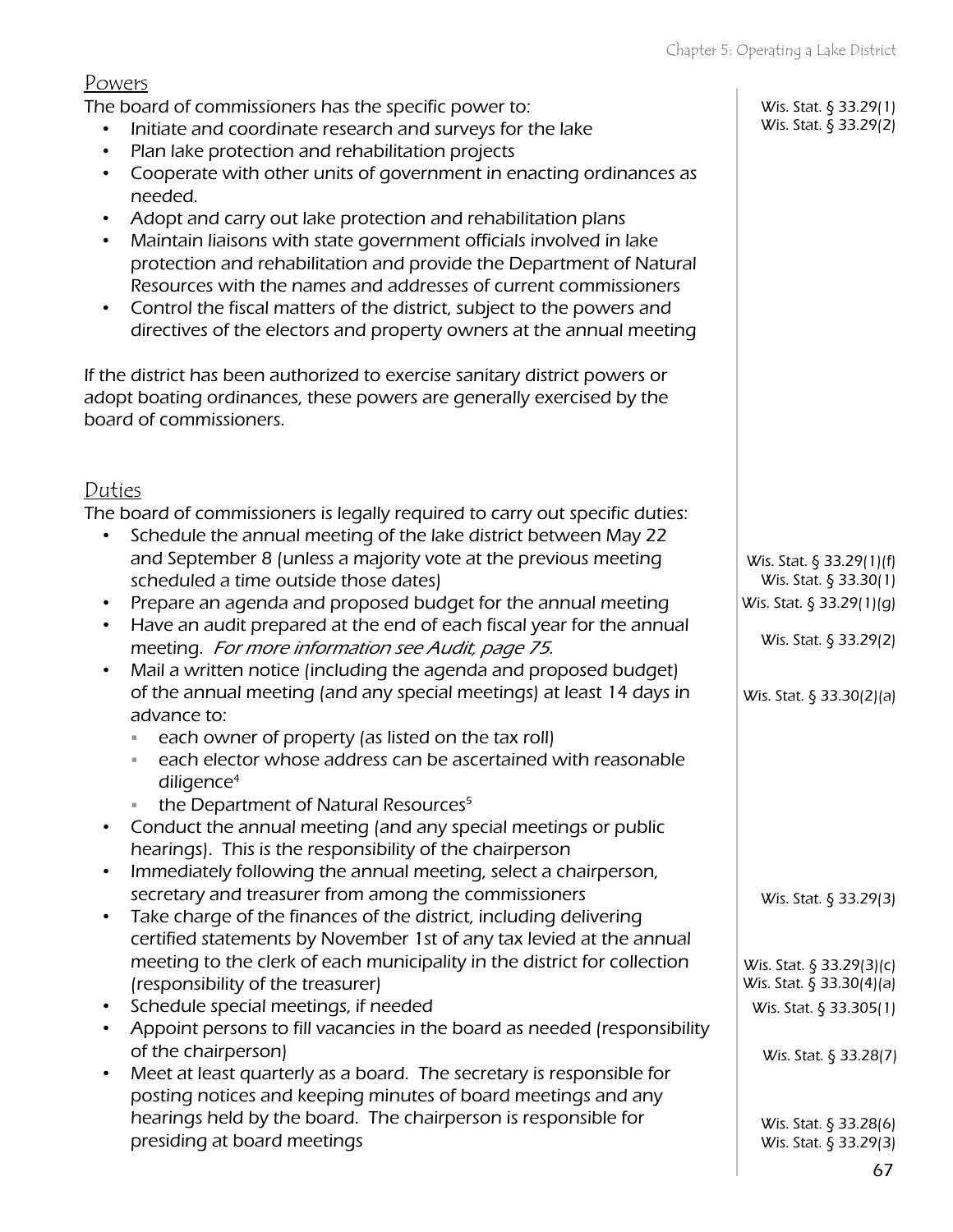## Powers

The board of commissioners has the specific power to:

Wis. Stat. § 33.29(1)
Wis. Stat. § 33.29(2)

- Initiate and coordinate research and surveys for the lake
- Plan lake protection and rehabilitation projects
- Cooperate with other units of government in enacting ordinances as needed.
- Adopt and carry out lake protection and rehabilitation plans
- Maintain liaisons with state government officials involved in lake protection and rehabilitation and provide the Department of Natural Resources with the names and addresses of current commissioners
- Control the fiscal matters of the district, subject to the powers and directives of the electors and property owners at the annual meeting

If the district has been authorized to exercise sanitary district powers or adopt boating ordinances, these powers are generally exercised by the board of commissioners.

## Duties

The board of commissioners is legally required to carry out specific duties:

- Schedule the annual meeting of the lake district between May 22 and September 8 (unless a majority vote at the previous meeting scheduled a time outside those dates) — Wis. Stat. § 33.29(1)(f), Wis. Stat. § 33.30(1)
- Prepare an agenda and proposed budget for the annual meeting — Wis. Stat. § 33.29(1)(g)
- Have an audit prepared at the end of each fiscal year for the annual meeting. *For more information see Audit, page 75.* — Wis. Stat. § 33.29(2)
- Mail a written notice (including the agenda and proposed budget) of the annual meeting (and any special meetings) at least 14 days in advance to: — Wis. Stat. § 33.30(2)(a)
  - each owner of property (as listed on the tax roll)
  - each elector whose address can be ascertained with reasonable diligence[4]
  - the Department of Natural Resources[5]
- Conduct the annual meeting (and any special meetings or public hearings). This is the responsibility of the chairperson
- Immediately following the annual meeting, select a chairperson, secretary and treasurer from among the commissioners — Wis. Stat. § 33.29(3)
- Take charge of the finances of the district, including delivering certified statements by November 1st of any tax levied at the annual meeting to the clerk of each municipality in the district for collection (responsibility of the treasurer) — Wis. Stat. § 33.29(3)(c), Wis. Stat. § 33.30(4)(a)
- Schedule special meetings, if needed — Wis. Stat. § 33.305(1)
- Appoint persons to fill vacancies in the board as needed (responsibility of the chairperson) — Wis. Stat. § 33.28(7)
- Meet at least quarterly as a board. The secretary is responsible for posting notices and keeping minutes of board meetings and any hearings held by the board. The chairperson is responsible for presiding at board meetings — Wis. Stat. § 33.28(6), Wis. Stat. § 33.29(3)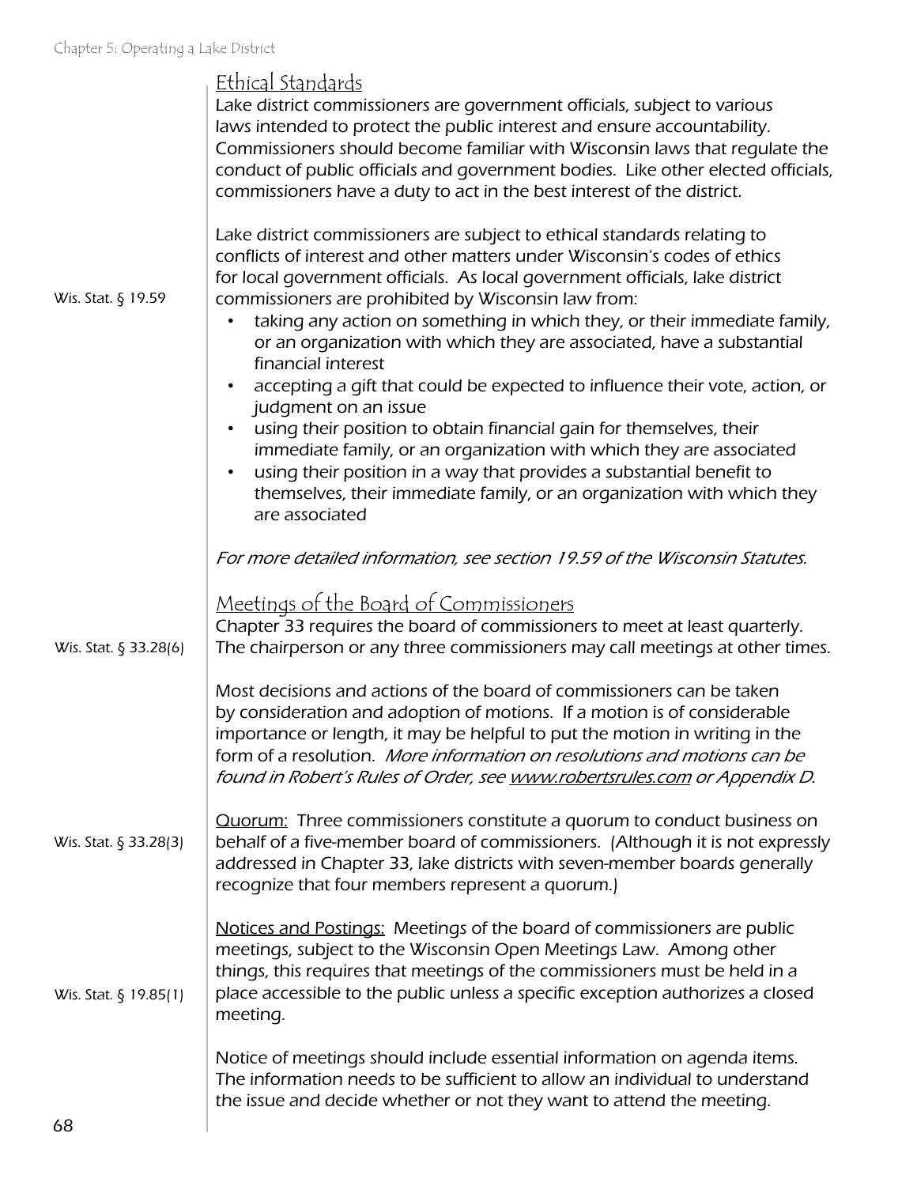## Ethical Standards

Lake district commissioners are government officials, subject to various laws intended to protect the public interest and ensure accountability. Commissioners should become familiar with Wisconsin laws that regulate the conduct of public officials and government bodies. Like other elected officials, commissioners have a duty to act in the best interest of the district.

Wis. Stat. § 19.59

Lake district commissioners are subject to ethical standards relating to conflicts of interest and other matters under Wisconsin's codes of ethics for local government officials. As local government officials, lake district commissioners are prohibited by Wisconsin law from:

- taking any action on something in which they, or their immediate family, or an organization with which they are associated, have a substantial financial interest
- accepting a gift that could be expected to influence their vote, action, or judgment on an issue
- using their position to obtain financial gain for themselves, their immediate family, or an organization with which they are associated
- using their position in a way that provides a substantial benefit to themselves, their immediate family, or an organization with which they are associated

*For more detailed information, see section 19.59 of the Wisconsin Statutes.*

## Meetings of the Board of Commissioners

Wis. Stat. § 33.28(6)

Chapter 33 requires the board of commissioners to meet at least quarterly. The chairperson or any three commissioners may call meetings at other times.

Most decisions and actions of the board of commissioners can be taken by consideration and adoption of motions. If a motion is of considerable importance or length, it may be helpful to put the motion in writing in the form of a resolution. *More information on resolutions and motions can be found in Robert's Rules of Order, see www.robertsrules.com or Appendix D.*

Wis. Stat. § 33.28(3)

Quorum: Three commissioners constitute a quorum to conduct business on behalf of a five-member board of commissioners. (Although it is not expressly addressed in Chapter 33, lake districts with seven-member boards generally recognize that four members represent a quorum.)

Wis. Stat. § 19.85(1)

Notices and Postings: Meetings of the board of commissioners are public meetings, subject to the Wisconsin Open Meetings Law. Among other things, this requires that meetings of the commissioners must be held in a place accessible to the public unless a specific exception authorizes a closed meeting.

Notice of meetings should include essential information on agenda items. The information needs to be sufficient to allow an individual to understand the issue and decide whether or not they want to attend the meeting.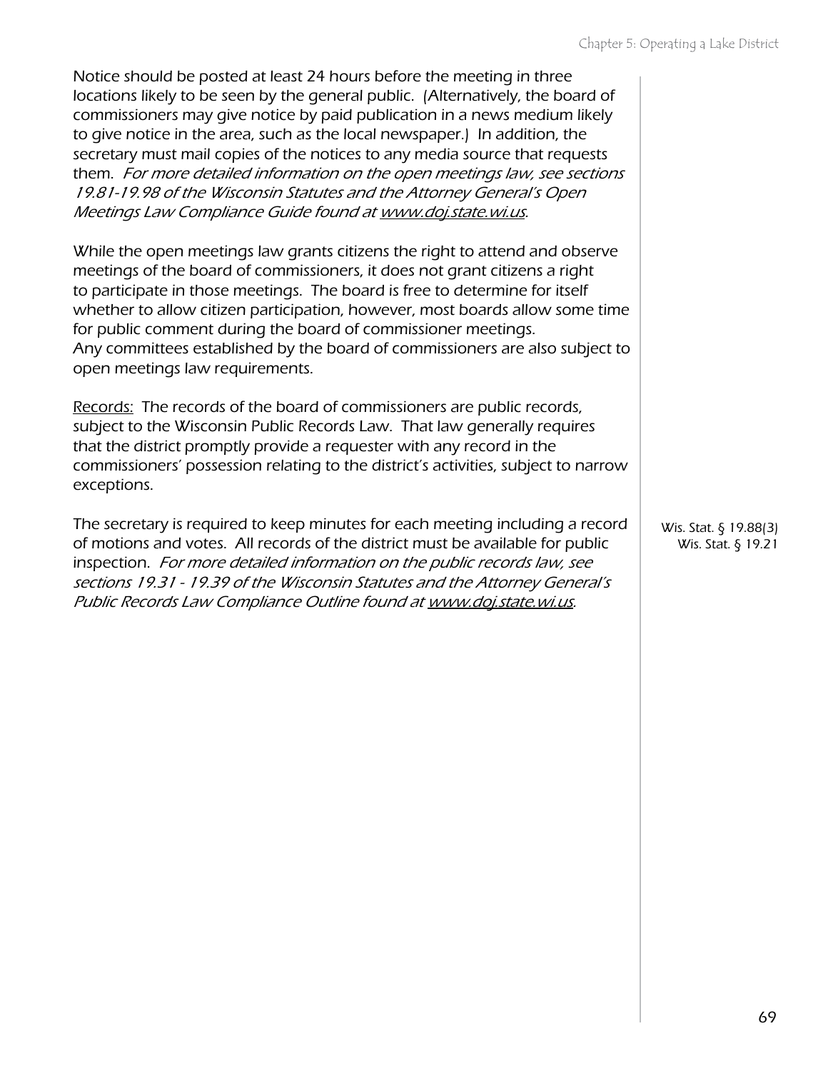Notice should be posted at least 24 hours before the meeting in three locations likely to be seen by the general public. (Alternatively, the board of commissioners may give notice by paid publication in a news medium likely to give notice in the area, such as the local newspaper.) In addition, the secretary must mail copies of the notices to any media source that requests them. *For more detailed information on the open meetings law, see sections 19.81-19.98 of the Wisconsin Statutes and the Attorney General's Open Meetings Law Compliance Guide found at www.doj.state.wi.us.*

While the open meetings law grants citizens the right to attend and observe meetings of the board of commissioners, it does not grant citizens a right to participate in those meetings. The board is free to determine for itself whether to allow citizen participation, however, most boards allow some time for public comment during the board of commissioner meetings.
Any committees established by the board of commissioners are also subject to open meetings law requirements.

Records: The records of the board of commissioners are public records, subject to the Wisconsin Public Records Law. That law generally requires that the district promptly provide a requester with any record in the commissioners' possession relating to the district's activities, subject to narrow exceptions.

The secretary is required to keep minutes for each meeting including a record of motions and votes. All records of the district must be available for public inspection. *For more detailed information on the public records law, see sections 19.31 - 19.39 of the Wisconsin Statutes and the Attorney General's Public Records Law Compliance Outline found at www.doj.state.wi.us.*

Wis. Stat. § 19.88(3)
Wis. Stat. § 19.21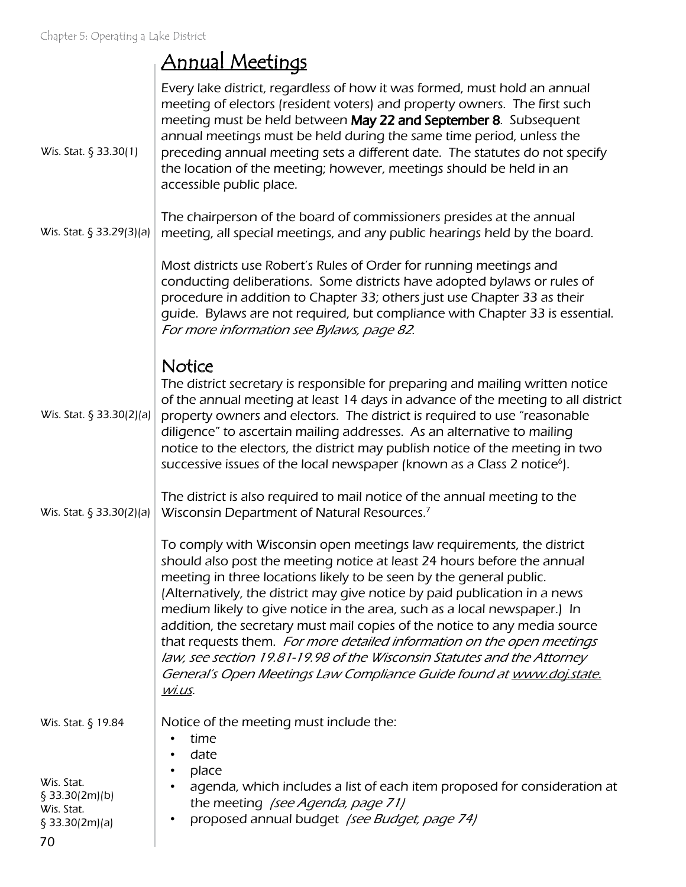# Annual Meetings

Wis. Stat. § 33.30(1)

Every lake district, regardless of how it was formed, must hold an annual meeting of electors (resident voters) and property owners. The first such meeting must be held between **May 22 and September 8**. Subsequent annual meetings must be held during the same time period, unless the preceding annual meeting sets a different date. The statutes do not specify the location of the meeting; however, meetings should be held in an accessible public place.

Wis. Stat. § 33.29(3)(a)

The chairperson of the board of commissioners presides at the annual meeting, all special meetings, and any public hearings held by the board.

Most districts use Robert's Rules of Order for running meetings and conducting deliberations. Some districts have adopted bylaws or rules of procedure in addition to Chapter 33; others just use Chapter 33 as their guide. Bylaws are not required, but compliance with Chapter 33 is essential. *For more information see Bylaws, page 82.*

## Notice

Wis. Stat. § 33.30(2)(a)

The district secretary is responsible for preparing and mailing written notice of the annual meeting at least 14 days in advance of the meeting to all district property owners and electors. The district is required to use "reasonable diligence" to ascertain mailing addresses. As an alternative to mailing notice to the electors, the district may publish notice of the meeting in two successive issues of the local newspaper (known as a Class 2 notice[6]).

Wis. Stat. § 33.30(2)(a)

The district is also required to mail notice of the annual meeting to the Wisconsin Department of Natural Resources.[7]

To comply with Wisconsin open meetings law requirements, the district should also post the meeting notice at least 24 hours before the annual meeting in three locations likely to be seen by the general public. (Alternatively, the district may give notice by paid publication in a news medium likely to give notice in the area, such as a local newspaper.) In addition, the secretary must mail copies of the notice to any media source that requests them. *For more detailed information on the open meetings law, see section 19.81-19.98 of the Wisconsin Statutes and the Attorney General's Open Meetings Law Compliance Guide found at www.doj.state.wi.us.*

Wis. Stat. § 19.84

Notice of the meeting must include the:

- time
- date
- place
- agenda, which includes a list of each item proposed for consideration at the meeting *(see Agenda, page 71)* — Wis. Stat. § 33.30(2m)(b)
- proposed annual budget *(see Budget, page 74)* — Wis. Stat. § 33.30(2m)(a)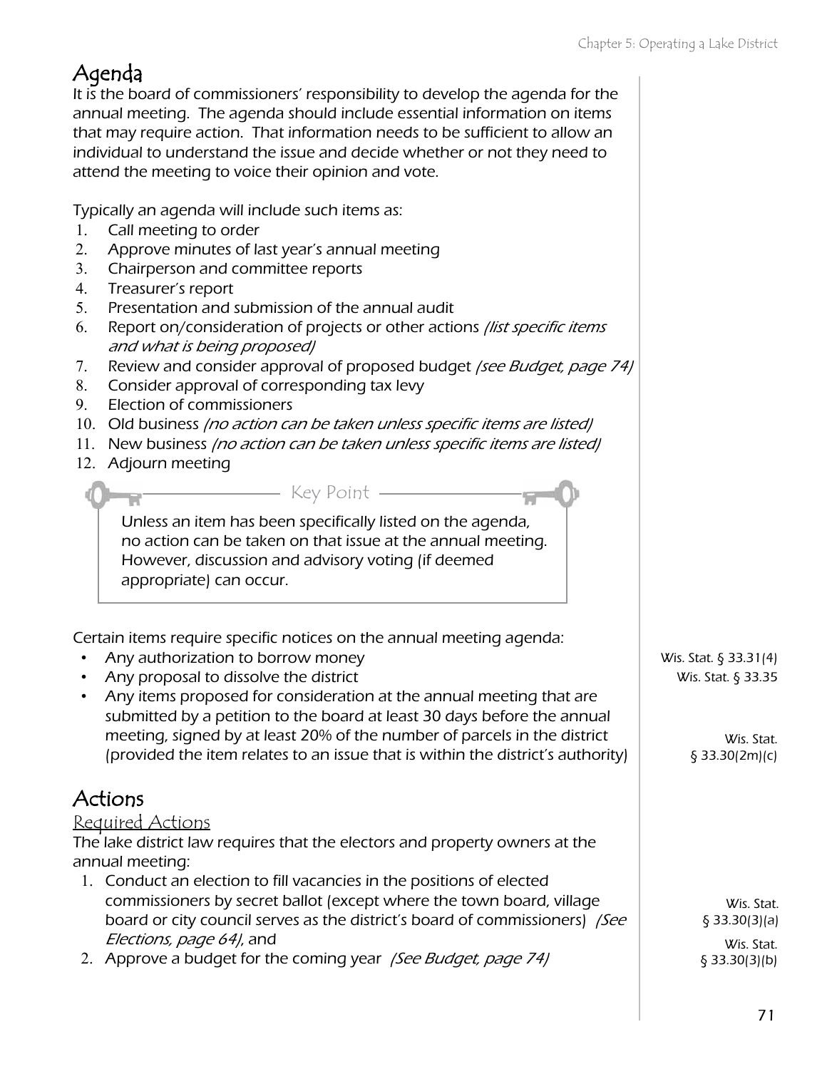## Agenda

It is the board of commissioners' responsibility to develop the agenda for the annual meeting. The agenda should include essential information on items that may require action. That information needs to be sufficient to allow an individual to understand the issue and decide whether or not they need to attend the meeting to voice their opinion and vote.

Typically an agenda will include such items as:

1. Call meeting to order
2. Approve minutes of last year's annual meeting
3. Chairperson and committee reports
4. Treasurer's report
5. Presentation and submission of the annual audit
6. Report on/consideration of projects or other actions *(list specific items and what is being proposed)*
7. Review and consider approval of proposed budget *(see Budget, page 74)*
8. Consider approval of corresponding tax levy
9. Election of commissioners
10. Old business *(no action can be taken unless specific items are listed)*
11. New business *(no action can be taken unless specific items are listed)*
12. Adjourn meeting

> **Key Point**
>
> Unless an item has been specifically listed on the agenda, no action can be taken on that issue at the annual meeting. However, discussion and advisory voting (if deemed appropriate) can occur.

Certain items require specific notices on the annual meeting agenda:

- Any authorization to borrow money (Wis. Stat. § 33.31(4))
- Any proposal to dissolve the district (Wis. Stat. § 33.35)
- Any items proposed for consideration at the annual meeting that are submitted by a petition to the board at least 30 days before the annual meeting, signed by at least 20% of the number of parcels in the district (provided the item relates to an issue that is within the district's authority) (Wis. Stat. § 33.30(2m)(c))

## Actions

### Required Actions

The lake district law requires that the electors and property owners at the annual meeting:

1. Conduct an election to fill vacancies in the positions of elected commissioners by secret ballot (except where the town board, village board or city council serves as the district's board of commissioners) *(See Elections, page 64)*, and (Wis. Stat. § 33.30(3)(a))
2. Approve a budget for the coming year *(See Budget, page 74)* (Wis. Stat. § 33.30(3)(b))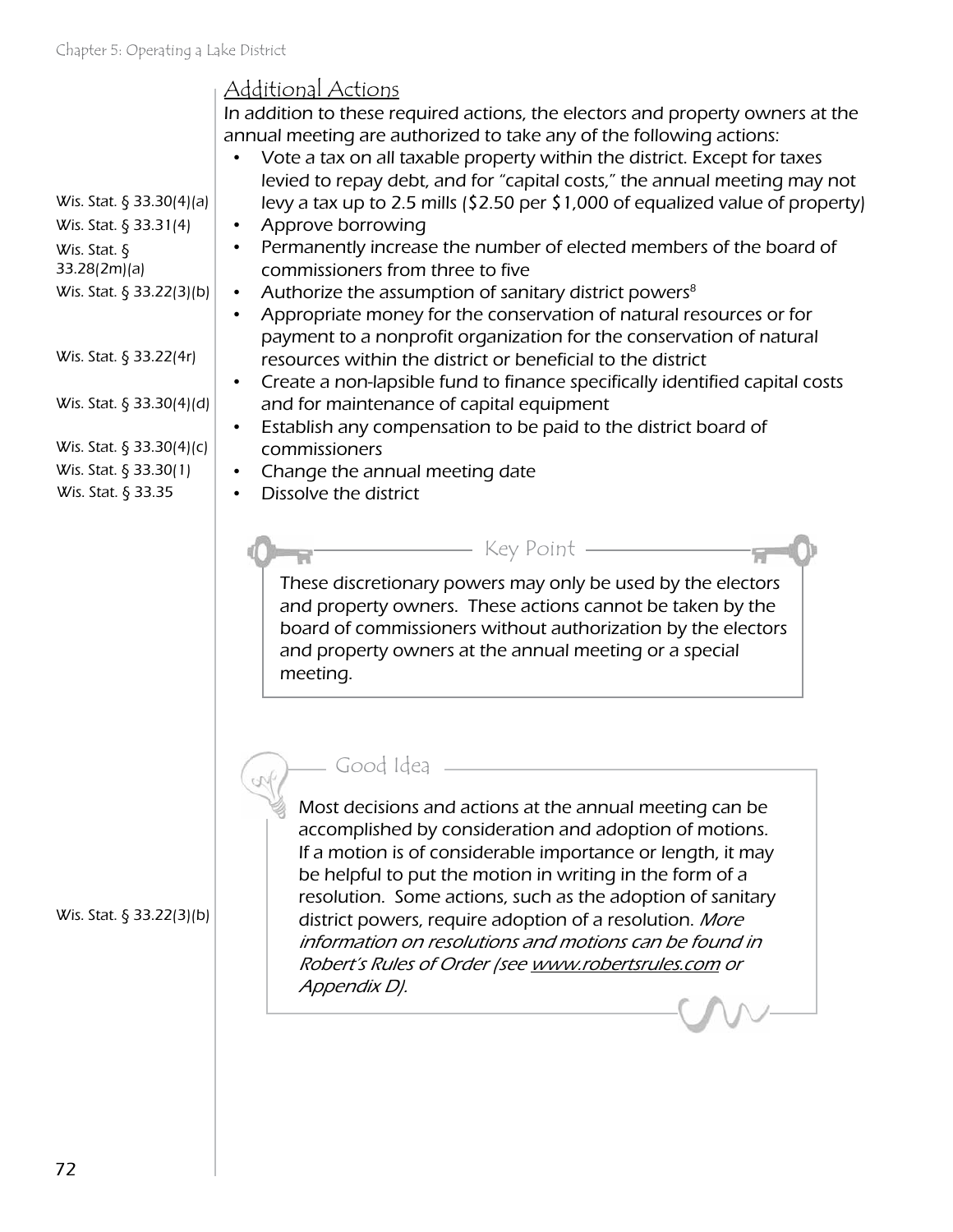## Additional Actions

In addition to these required actions, the electors and property owners at the annual meeting are authorized to take any of the following actions:

- Vote a tax on all taxable property within the district. Except for taxes levied to repay debt, and for "capital costs," the annual meeting may not levy a tax up to 2.5 mills ($2.50 per $1,000 of equalized value of property) — Wis. Stat. § 33.30(4)(a)
- Approve borrowing — Wis. Stat. § 33.31(4)
- Permanently increase the number of elected members of the board of commissioners from three to five — Wis. Stat. § 33.28(2m)(a)
- Authorize the assumption of sanitary district powers[8] — Wis. Stat. § 33.22(3)(b)
- Appropriate money for the conservation of natural resources or for payment to a nonprofit organization for the conservation of natural resources within the district or beneficial to the district — Wis. Stat. § 33.22(4r)
- Create a non-lapsible fund to finance specifically identified capital costs and for maintenance of capital equipment — Wis. Stat. § 33.30(4)(d)
- Establish any compensation to be paid to the district board of commissioners — Wis. Stat. § 33.30(4)(c)
- Change the annual meeting date — Wis. Stat. § 33.30(1)
- Dissolve the district — Wis. Stat. § 33.35

> **Key Point**
>
> These discretionary powers may only be used by the electors and property owners. These actions cannot be taken by the board of commissioners without authorization by the electors and property owners at the annual meeting or a special meeting.

> **Good Idea**
>
> Most decisions and actions at the annual meeting can be accomplished by consideration and adoption of motions. If a motion is of considerable importance or length, it may be helpful to put the motion in writing in the form of a resolution. Some actions, such as the adoption of sanitary district powers, require adoption of a resolution. *More information on resolutions and motions can be found in Robert's Rules of Order (see www.robertsrules.com or Appendix D).*

Wis. Stat. § 33.22(3)(b)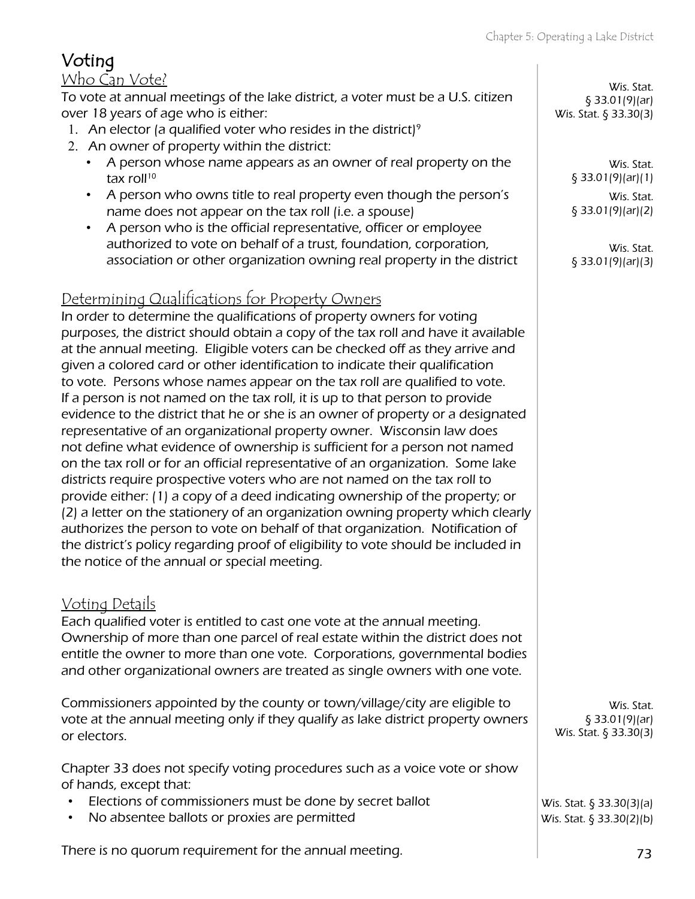# Voting

## Who Can Vote?

To vote at annual meetings of the lake district, a voter must be a U.S. citizen over 18 years of age who is either:

Wis. Stat. § 33.01(9)(ar)
Wis. Stat. § 33.30(3)

1. An elector (a qualified voter who resides in the district)[9]
2. An owner of property within the district:
   - A person whose name appears as an owner of real property on the tax roll[10] (Wis. Stat. § 33.01(9)(ar)(1))
   - A person who owns title to real property even though the person's name does not appear on the tax roll (i.e. a spouse) (Wis. Stat. § 33.01(9)(ar)(2))
   - A person who is the official representative, officer or employee authorized to vote on behalf of a trust, foundation, corporation, association or other organization owning real property in the district (Wis. Stat. § 33.01(9)(ar)(3))

## Determining Qualifications for Property Owners

In order to determine the qualifications of property owners for voting purposes, the district should obtain a copy of the tax roll and have it available at the annual meeting. Eligible voters can be checked off as they arrive and given a colored card or other identification to indicate their qualification to vote. Persons whose names appear on the tax roll are qualified to vote. If a person is not named on the tax roll, it is up to that person to provide evidence to the district that he or she is an owner of property or a designated representative of an organizational property owner. Wisconsin law does not define what evidence of ownership is sufficient for a person not named on the tax roll or for an official representative of an organization. Some lake districts require prospective voters who are not named on the tax roll to provide either: (1) a copy of a deed indicating ownership of the property; or (2) a letter on the stationery of an organization owning property which clearly authorizes the person to vote on behalf of that organization. Notification of the district's policy regarding proof of eligibility to vote should be included in the notice of the annual or special meeting.

## Voting Details

Each qualified voter is entitled to cast one vote at the annual meeting. Ownership of more than one parcel of real estate within the district does not entitle the owner to more than one vote. Corporations, governmental bodies and other organizational owners are treated as single owners with one vote.

Commissioners appointed by the county or town/village/city are eligible to vote at the annual meeting only if they qualify as lake district property owners or electors.

Wis. Stat. § 33.01(9)(ar)
Wis. Stat. § 33.30(3)

Chapter 33 does not specify voting procedures such as a voice vote or show of hands, except that:

- Elections of commissioners must be done by secret ballot (Wis. Stat. § 33.30(3)(a))
- No absentee ballots or proxies are permitted (Wis. Stat. § 33.30(2)(b))

There is no quorum requirement for the annual meeting.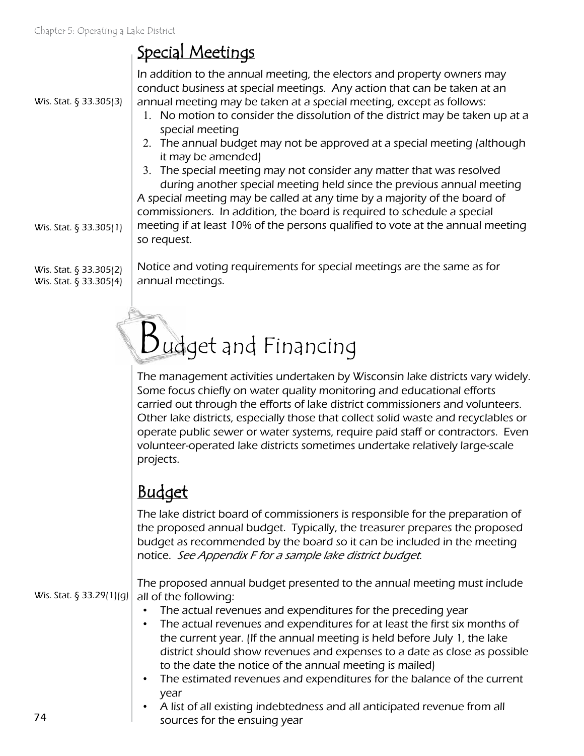## Special Meetings

Wis. Stat. § 33.305(3)

In addition to the annual meeting, the electors and property owners may conduct business at special meetings. Any action that can be taken at an annual meeting may be taken at a special meeting, except as follows:

1. No motion to consider the dissolution of the district may be taken up at a special meeting
2. The annual budget may not be approved at a special meeting (although it may be amended)
3. The special meeting may not consider any matter that was resolved during another special meeting held since the previous annual meeting

Wis. Stat. § 33.305(1)

A special meeting may be called at any time by a majority of the board of commissioners. In addition, the board is required to schedule a special meeting if at least 10% of the persons qualified to vote at the annual meeting so request.

Wis. Stat. § 33.305(2)
Wis. Stat. § 33.305(4)

Notice and voting requirements for special meetings are the same as for annual meetings.

# Budget and Financing

The management activities undertaken by Wisconsin lake districts vary widely. Some focus chiefly on water quality monitoring and educational efforts carried out through the efforts of lake district commissioners and volunteers. Other lake districts, especially those that collect solid waste and recyclables or operate public sewer or water systems, require paid staff or contractors. Even volunteer-operated lake districts sometimes undertake relatively large-scale projects.

## Budget

The lake district board of commissioners is responsible for the preparation of the proposed annual budget. Typically, the treasurer prepares the proposed budget as recommended by the board so it can be included in the meeting notice. *See Appendix F for a sample lake district budget.*

Wis. Stat. § 33.29(1)(g)

The proposed annual budget presented to the annual meeting must include all of the following:

- The actual revenues and expenditures for the preceding year
- The actual revenues and expenditures for at least the first six months of the current year. (If the annual meeting is held before July 1, the lake district should show revenues and expenses to a date as close as possible to the date the notice of the annual meeting is mailed)
- The estimated revenues and expenditures for the balance of the current year
- A list of all existing indebtedness and all anticipated revenue from all sources for the ensuing year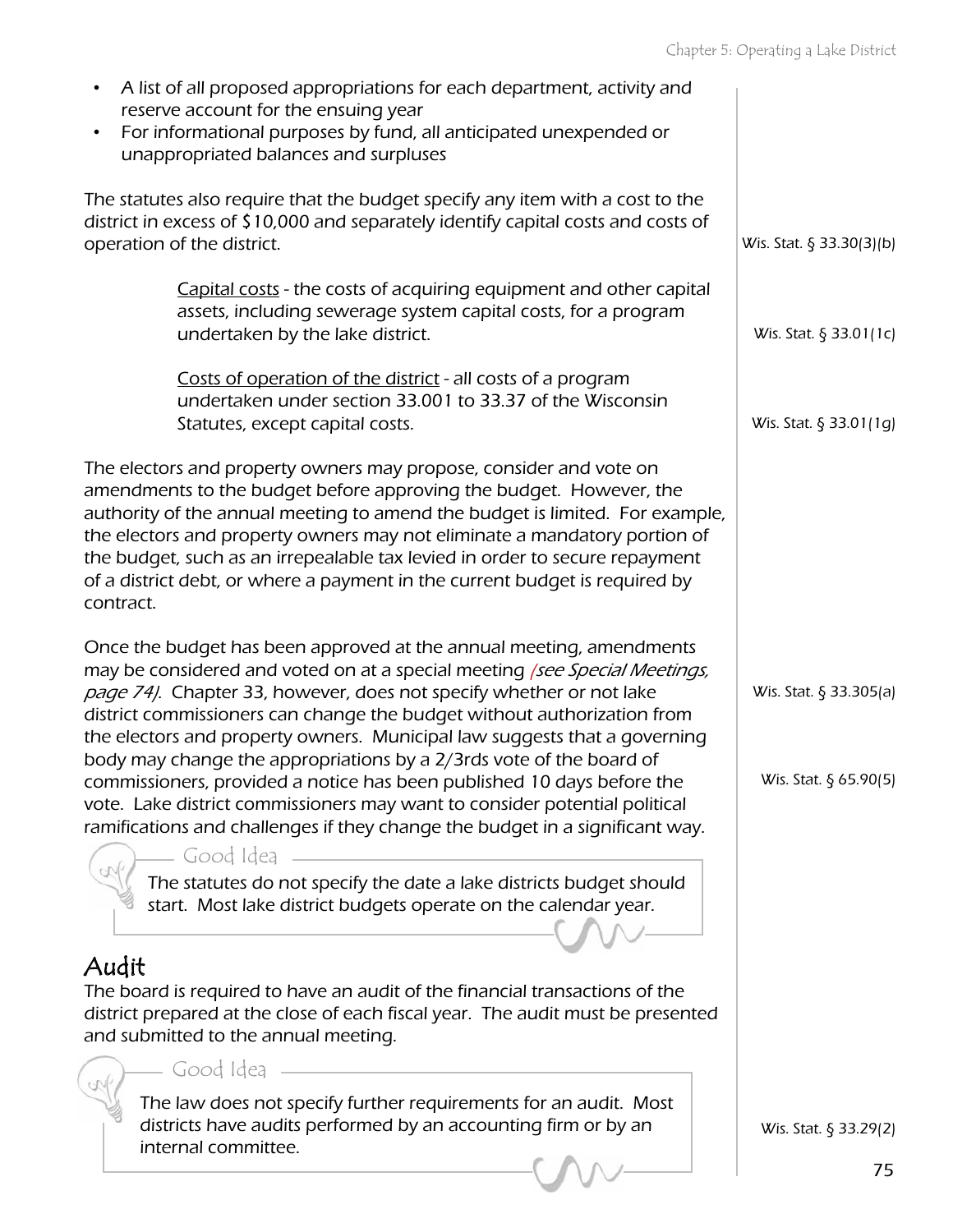- A list of all proposed appropriations for each department, activity and reserve account for the ensuing year
- For informational purposes by fund, all anticipated unexpended or unappropriated balances and surpluses

The statutes also require that the budget specify any item with a cost to the district in excess of $10,000 and separately identify capital costs and costs of operation of the district.

Wis. Stat. § 33.30(3)(b)

> Capital costs - the costs of acquiring equipment and other capital assets, including sewerage system capital costs, for a program undertaken by the lake district.

Wis. Stat. § 33.01(1c)

> Costs of operation of the district - all costs of a program undertaken under section 33.001 to 33.37 of the Wisconsin Statutes, except capital costs.

Wis. Stat. § 33.01(1g)

The electors and property owners may propose, consider and vote on amendments to the budget before approving the budget. However, the authority of the annual meeting to amend the budget is limited. For example, the electors and property owners may not eliminate a mandatory portion of the budget, such as an irrepealable tax levied in order to secure repayment of a district debt, or where a payment in the current budget is required by contract.

Once the budget has been approved at the annual meeting, amendments may be considered and voted on at a special meeting *(see Special Meetings, page 74)*. Chapter 33, however, does not specify whether or not lake district commissioners can change the budget without authorization from the electors and property owners. Municipal law suggests that a governing body may change the appropriations by a 2/3rds vote of the board of commissioners, provided a notice has been published 10 days before the vote. Lake district commissioners may want to consider potential political ramifications and challenges if they change the budget in a significant way.

Wis. Stat. § 33.305(a)

Wis. Stat. § 65.90(5)

> **Good Idea**
>
> The statutes do not specify the date a lake districts budget should start. Most lake district budgets operate on the calendar year.

## Audit

The board is required to have an audit of the financial transactions of the district prepared at the close of each fiscal year. The audit must be presented and submitted to the annual meeting.

Wis. Stat. § 33.29(2)

> **Good Idea**
>
> The law does not specify further requirements for an audit. Most districts have audits performed by an accounting firm or by an internal committee.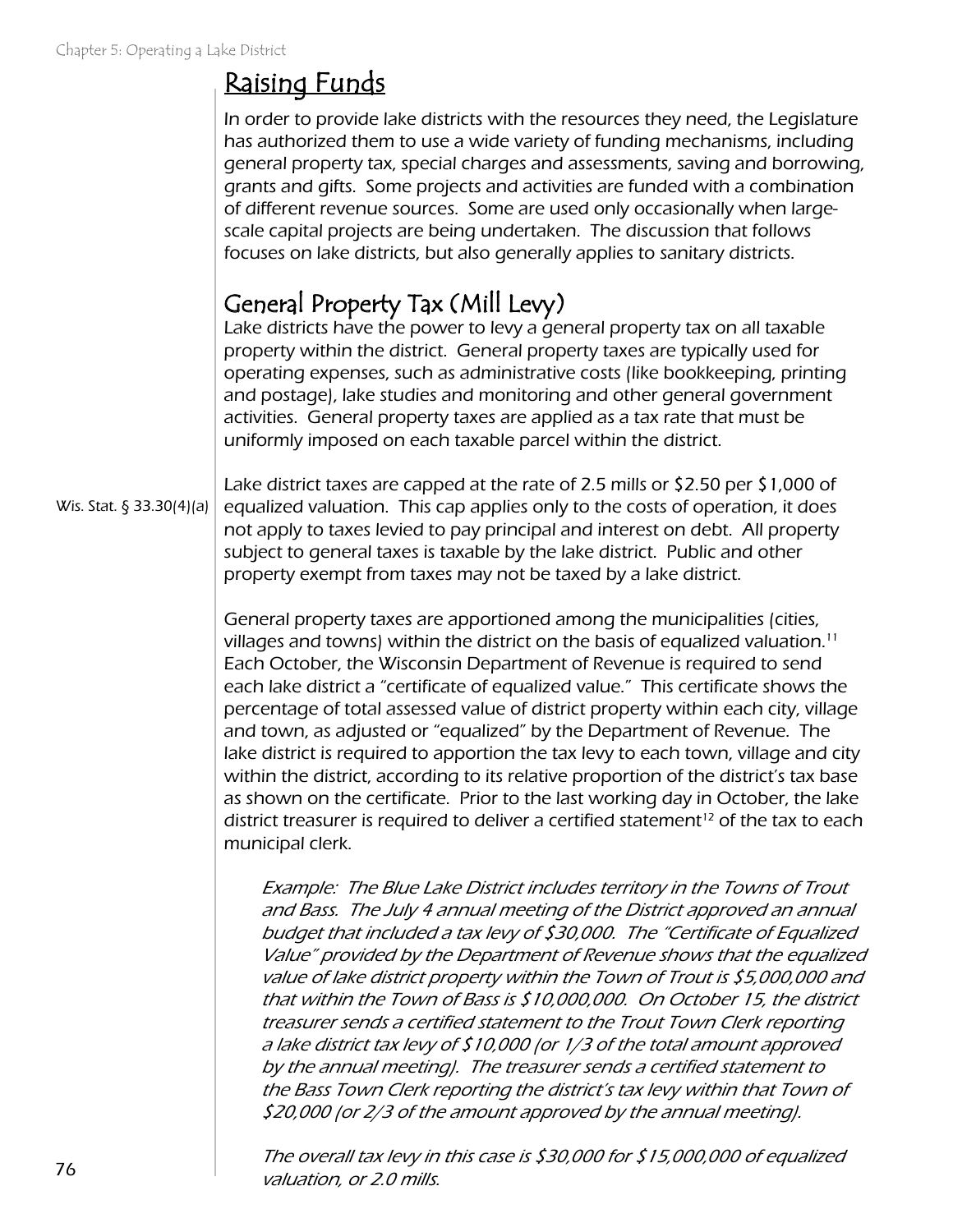## Raising Funds

In order to provide lake districts with the resources they need, the Legislature has authorized them to use a wide variety of funding mechanisms, including general property tax, special charges and assessments, saving and borrowing, grants and gifts. Some projects and activities are funded with a combination of different revenue sources. Some are used only occasionally when large-scale capital projects are being undertaken. The discussion that follows focuses on lake districts, but also generally applies to sanitary districts.

### General Property Tax (Mill Levy)

Lake districts have the power to levy a general property tax on all taxable property within the district. General property taxes are typically used for operating expenses, such as administrative costs (like bookkeeping, printing and postage), lake studies and monitoring and other general government activities. General property taxes are applied as a tax rate that must be uniformly imposed on each taxable parcel within the district.

Wis. Stat. § 33.30(4)(a)

Lake district taxes are capped at the rate of 2.5 mills or $2.50 per $1,000 of equalized valuation. This cap applies only to the costs of operation, it does not apply to taxes levied to pay principal and interest on debt. All property subject to general taxes is taxable by the lake district. Public and other property exempt from taxes may not be taxed by a lake district.

General property taxes are apportioned among the municipalities (cities, villages and towns) within the district on the basis of equalized valuation.[11] Each October, the Wisconsin Department of Revenue is required to send each lake district a "certificate of equalized value." This certificate shows the percentage of total assessed value of district property within each city, village and town, as adjusted or "equalized" by the Department of Revenue. The lake district is required to apportion the tax levy to each town, village and city within the district, according to its relative proportion of the district's tax base as shown on the certificate. Prior to the last working day in October, the lake district treasurer is required to deliver a certified statement[12] of the tax to each municipal clerk.

*Example: The Blue Lake District includes territory in the Towns of Trout and Bass. The July 4 annual meeting of the District approved an annual budget that included a tax levy of $30,000. The "Certificate of Equalized Value" provided by the Department of Revenue shows that the equalized value of lake district property within the Town of Trout is $5,000,000 and that within the Town of Bass is $10,000,000. On October 15, the district treasurer sends a certified statement to the Trout Town Clerk reporting a lake district tax levy of $10,000 (or 1/3 of the total amount approved by the annual meeting). The treasurer sends a certified statement to the Bass Town Clerk reporting the district's tax levy within that Town of $20,000 (or 2/3 of the amount approved by the annual meeting).*

*The overall tax levy in this case is $30,000 for $15,000,000 of equalized valuation, or 2.0 mills.*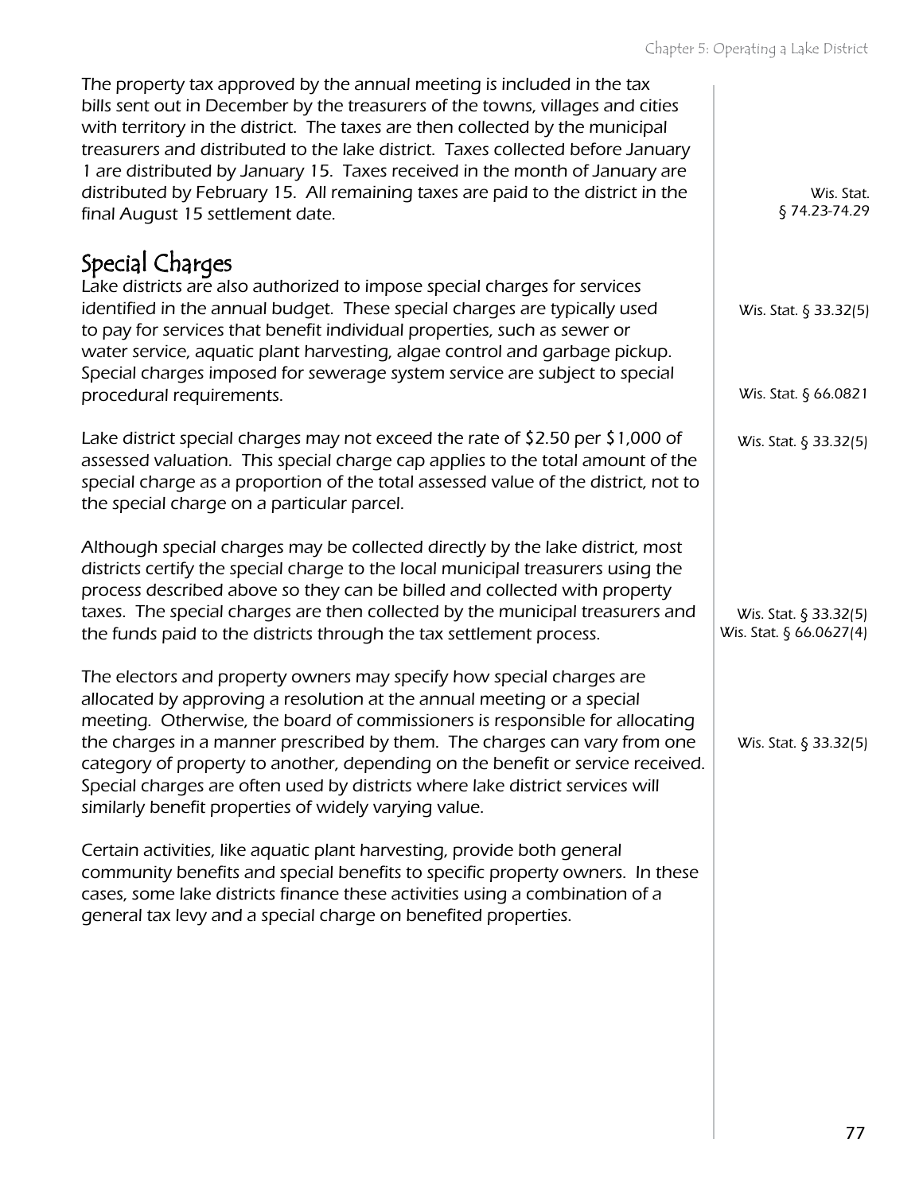The property tax approved by the annual meeting is included in the tax bills sent out in December by the treasurers of the towns, villages and cities with territory in the district. The taxes are then collected by the municipal treasurers and distributed to the lake district. Taxes collected before January 1 are distributed by January 15. Taxes received in the month of January are distributed by February 15. All remaining taxes are paid to the district in the final August 15 settlement date.

Wis. Stat. § 74.23-74.29

## Special Charges

Lake districts are also authorized to impose special charges for services identified in the annual budget. These special charges are typically used to pay for services that benefit individual properties, such as sewer or water service, aquatic plant harvesting, algae control and garbage pickup. Special charges imposed for sewerage system service are subject to special procedural requirements.

Wis. Stat. § 33.32(5)

Wis. Stat. § 66.0821

Lake district special charges may not exceed the rate of $2.50 per $1,000 of assessed valuation. This special charge cap applies to the total amount of the special charge as a proportion of the total assessed value of the district, not to the special charge on a particular parcel.

Wis. Stat. § 33.32(5)

Although special charges may be collected directly by the lake district, most districts certify the special charge to the local municipal treasurers using the process described above so they can be billed and collected with property taxes. The special charges are then collected by the municipal treasurers and the funds paid to the districts through the tax settlement process.

Wis. Stat. § 33.32(5)
Wis. Stat. § 66.0627(4)

The electors and property owners may specify how special charges are allocated by approving a resolution at the annual meeting or a special meeting. Otherwise, the board of commissioners is responsible for allocating the charges in a manner prescribed by them. The charges can vary from one category of property to another, depending on the benefit or service received. Special charges are often used by districts where lake district services will similarly benefit properties of widely varying value.

Wis. Stat. § 33.32(5)

Certain activities, like aquatic plant harvesting, provide both general community benefits and special benefits to specific property owners. In these cases, some lake districts finance these activities using a combination of a general tax levy and a special charge on benefited properties.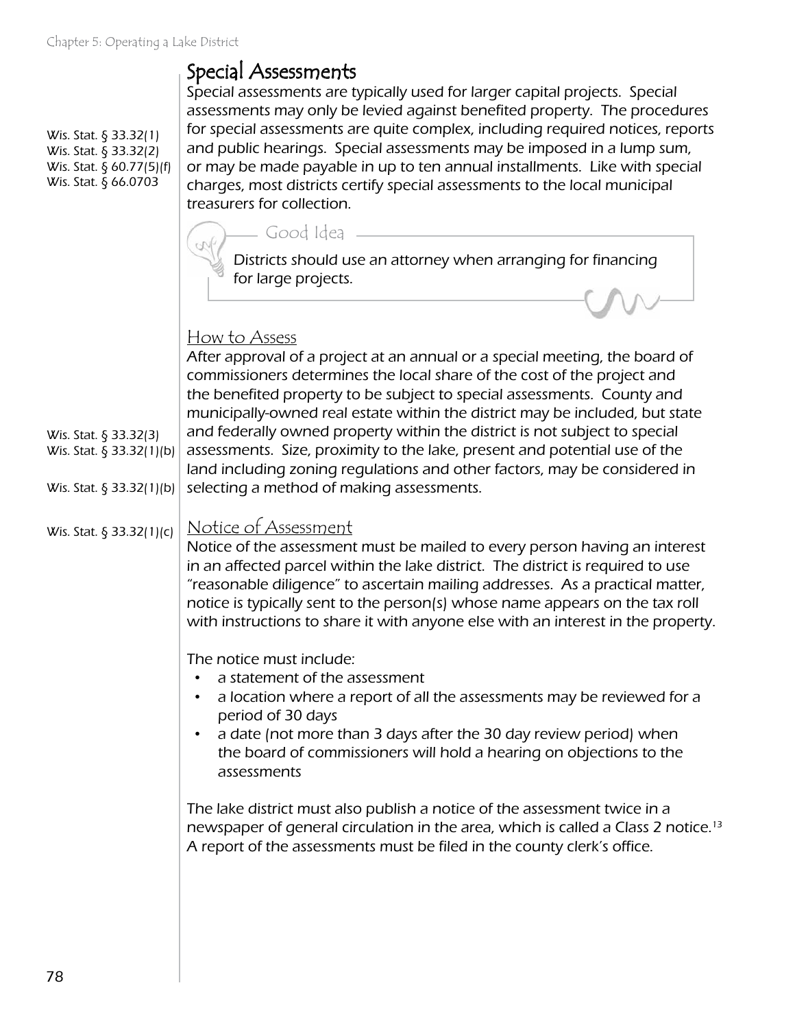## Special Assessments

Wis. Stat. § 33.32(1)
Wis. Stat. § 33.32(2)
Wis. Stat. § 60.77(5)(f)
Wis. Stat. § 66.0703

Special assessments are typically used for larger capital projects. Special assessments may only be levied against benefited property. The procedures for special assessments are quite complex, including required notices, reports and public hearings. Special assessments may be imposed in a lump sum, or may be made payable in up to ten annual installments. Like with special charges, most districts certify special assessments to the local municipal treasurers for collection.

> **Good Idea**
>
> Districts should use an attorney when arranging for financing for large projects.

### How to Assess

Wis. Stat. § 33.32(3)
Wis. Stat. § 33.32(1)(b)
Wis. Stat. § 33.32(1)(b)

After approval of a project at an annual or a special meeting, the board of commissioners determines the local share of the cost of the project and the benefited property to be subject to special assessments. County and municipally-owned real estate within the district may be included, but state and federally owned property within the district is not subject to special assessments. Size, proximity to the lake, present and potential use of the land including zoning regulations and other factors, may be considered in selecting a method of making assessments.

### Notice of Assessment

Wis. Stat. § 33.32(1)(c)

Notice of the assessment must be mailed to every person having an interest in an affected parcel within the lake district. The district is required to use "reasonable diligence" to ascertain mailing addresses. As a practical matter, notice is typically sent to the person(s) whose name appears on the tax roll with instructions to share it with anyone else with an interest in the property.

The notice must include:

- a statement of the assessment
- a location where a report of all the assessments may be reviewed for a period of 30 days
- a date (not more than 3 days after the 30 day review period) when the board of commissioners will hold a hearing on objections to the assessments

The lake district must also publish a notice of the assessment twice in a newspaper of general circulation in the area, which is called a Class 2 notice.[13] A report of the assessments must be filed in the county clerk's office.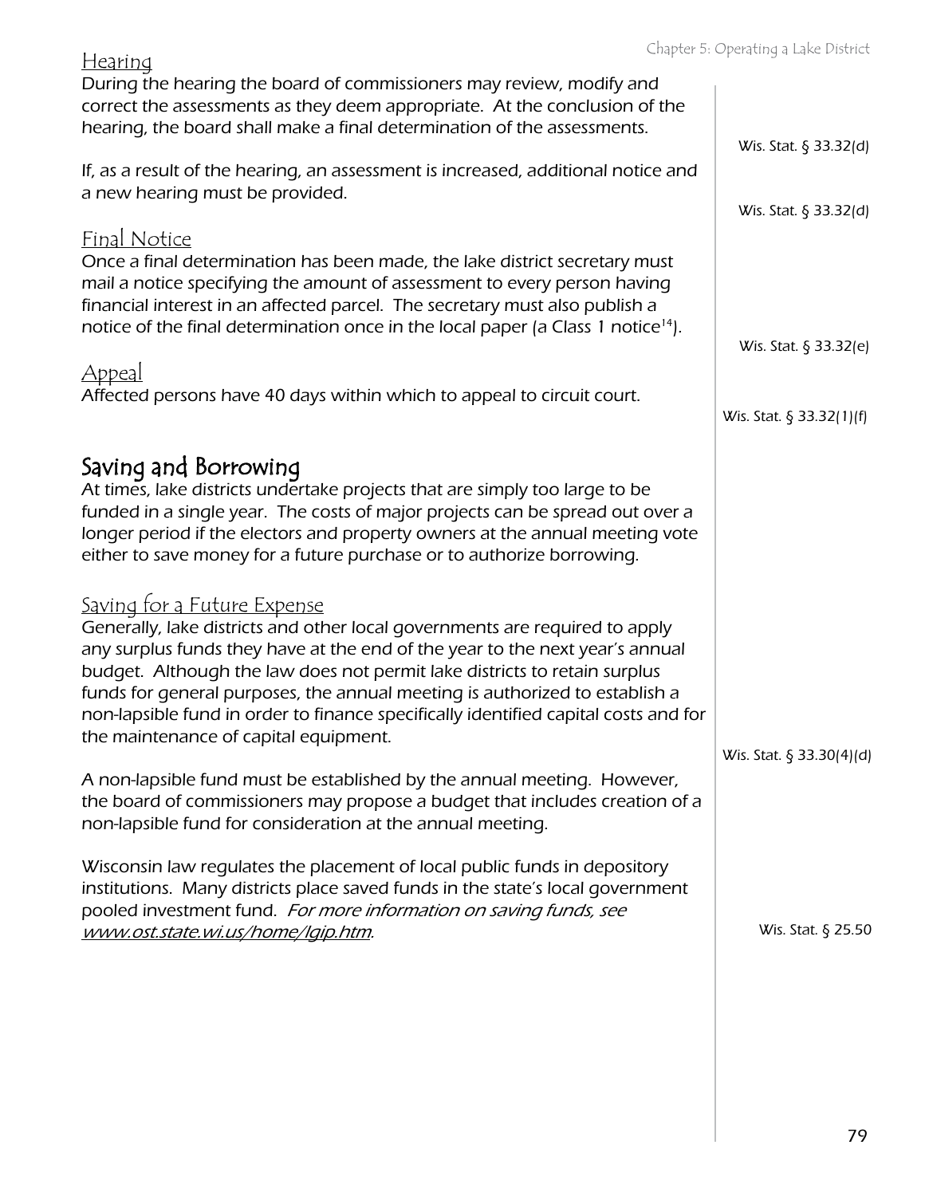### Hearing

During the hearing the board of commissioners may review, modify and correct the assessments as they deem appropriate. At the conclusion of the hearing, the board shall make a final determination of the assessments.

Wis. Stat. § 33.32(d)

If, as a result of the hearing, an assessment is increased, additional notice and a new hearing must be provided.

Wis. Stat. § 33.32(d)

### Final Notice

Once a final determination has been made, the lake district secretary must mail a notice specifying the amount of assessment to every person having financial interest in an affected parcel. The secretary must also publish a notice of the final determination once in the local paper (a Class 1 notice[14]).

Wis. Stat. § 33.32(e)

### Appeal

Affected persons have 40 days within which to appeal to circuit court.

Wis. Stat. § 33.32(1)(f)

## Saving and Borrowing

At times, lake districts undertake projects that are simply too large to be funded in a single year. The costs of major projects can be spread out over a longer period if the electors and property owners at the annual meeting vote either to save money for a future purchase or to authorize borrowing.

### Saving for a Future Expense

Generally, lake districts and other local governments are required to apply any surplus funds they have at the end of the year to the next year's annual budget. Although the law does not permit lake districts to retain surplus funds for general purposes, the annual meeting is authorized to establish a non-lapsible fund in order to finance specifically identified capital costs and for the maintenance of capital equipment.

Wis. Stat. § 33.30(4)(d)

A non-lapsible fund must be established by the annual meeting. However, the board of commissioners may propose a budget that includes creation of a non-lapsible fund for consideration at the annual meeting.

Wisconsin law regulates the placement of local public funds in depository institutions. Many districts place saved funds in the state's local government pooled investment fund. *For more information on saving funds, see [www.ost.state.wi.us/home/lgip.htm](www.ost.state.wi.us/home/lgip.htm).*

Wis. Stat. § 25.50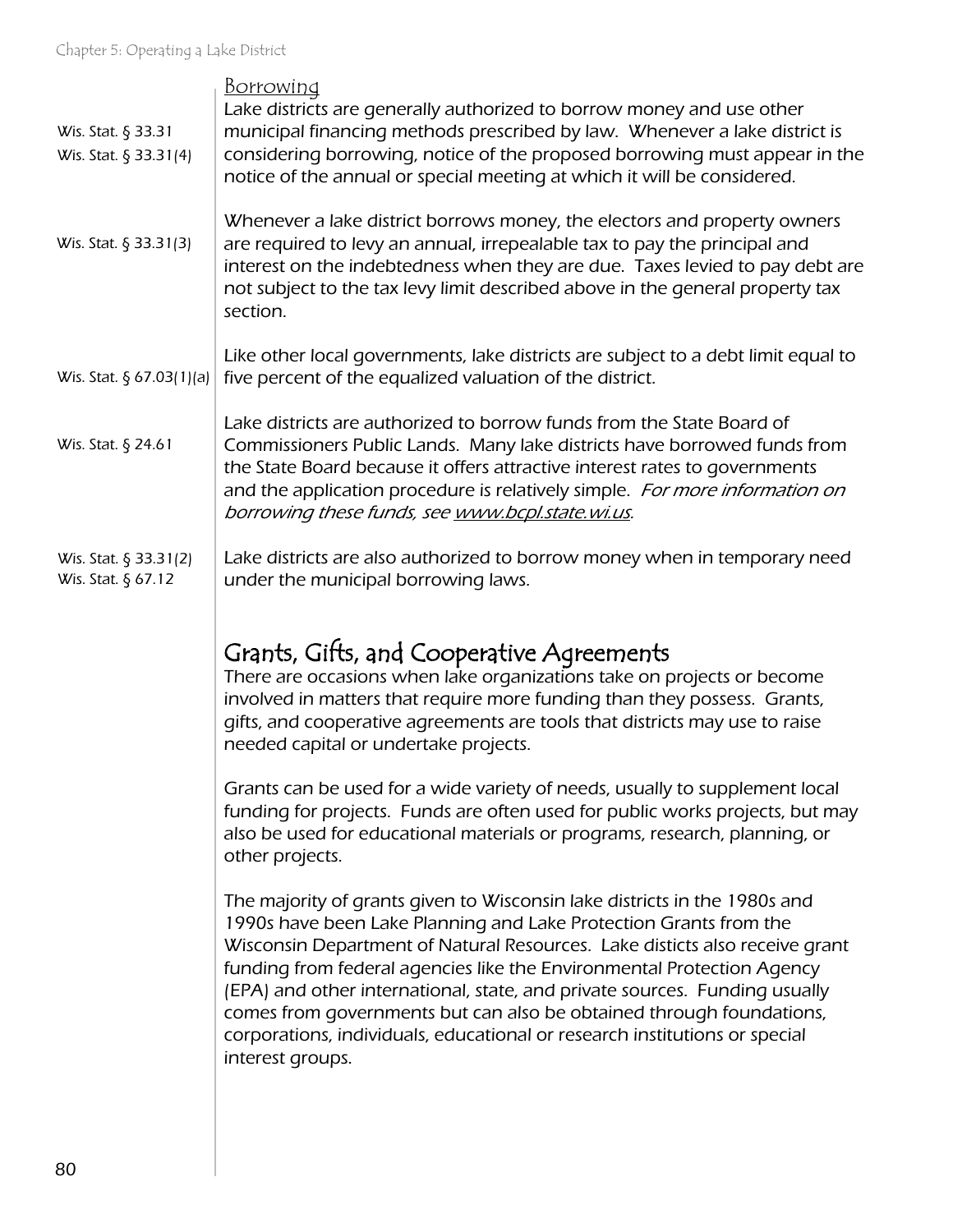### Borrowing

Wis. Stat. § 33.31
Wis. Stat. § 33.31(4)

Lake districts are generally authorized to borrow money and use other municipal financing methods prescribed by law. Whenever a lake district is considering borrowing, notice of the proposed borrowing must appear in the notice of the annual or special meeting at which it will be considered.

Wis. Stat. § 33.31(3)

Whenever a lake district borrows money, the electors and property owners are required to levy an annual, irrepealable tax to pay the principal and interest on the indebtedness when they are due. Taxes levied to pay debt are not subject to the tax levy limit described above in the general property tax section.

Wis. Stat. § 67.03(1)(a)

Like other local governments, lake districts are subject to a debt limit equal to five percent of the equalized valuation of the district.

Wis. Stat. § 24.61

Lake districts are authorized to borrow funds from the State Board of Commissioners Public Lands. Many lake districts have borrowed funds from the State Board because it offers attractive interest rates to governments and the application procedure is relatively simple. *For more information on borrowing these funds, see www.bcpl.state.wi.us.*

Wis. Stat. § 33.31(2)
Wis. Stat. § 67.12

Lake districts are also authorized to borrow money when in temporary need under the municipal borrowing laws.

## Grants, Gifts, and Cooperative Agreements

There are occasions when lake organizations take on projects or become involved in matters that require more funding than they possess. Grants, gifts, and cooperative agreements are tools that districts may use to raise needed capital or undertake projects.

Grants can be used for a wide variety of needs, usually to supplement local funding for projects. Funds are often used for public works projects, but may also be used for educational materials or programs, research, planning, or other projects.

The majority of grants given to Wisconsin lake districts in the 1980s and 1990s have been Lake Planning and Lake Protection Grants from the Wisconsin Department of Natural Resources. Lake disticts also receive grant funding from federal agencies like the Environmental Protection Agency (EPA) and other international, state, and private sources. Funding usually comes from governments but can also be obtained through foundations, corporations, individuals, educational or research institutions or special interest groups.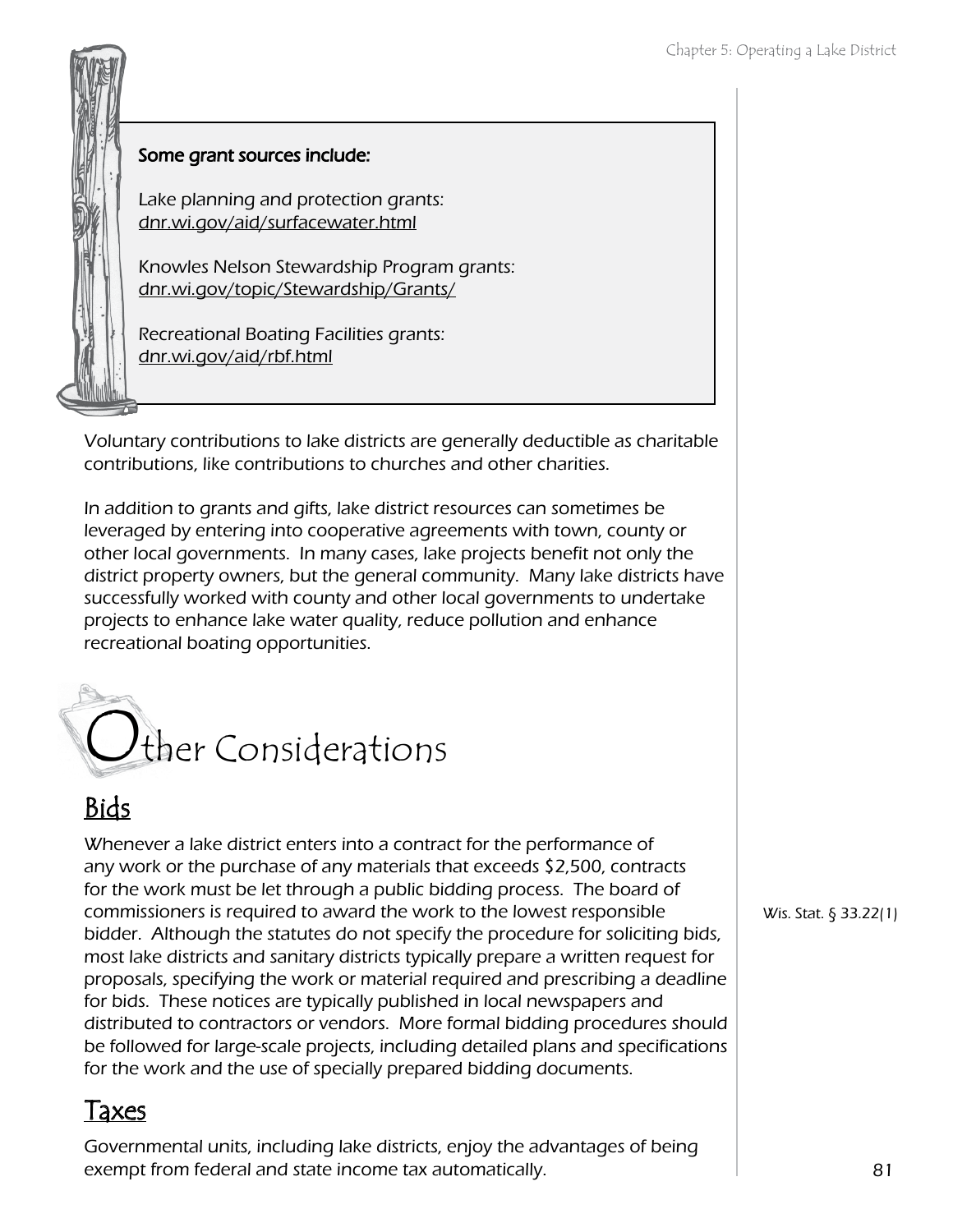**Some grant sources include:**

Lake planning and protection grants:
dnr.wi.gov/aid/surfacewater.html

Knowles Nelson Stewardship Program grants:
dnr.wi.gov/topic/Stewardship/Grants/

Recreational Boating Facilities grants:
dnr.wi.gov/aid/rbf.html

Voluntary contributions to lake districts are generally deductible as charitable contributions, like contributions to churches and other charities.

In addition to grants and gifts, lake district resources can sometimes be leveraged by entering into cooperative agreements with town, county or other local governments. In many cases, lake projects benefit not only the district property owners, but the general community. Many lake districts have successfully worked with county and other local governments to undertake projects to enhance lake water quality, reduce pollution and enhance recreational boating opportunities.

# Other Considerations

## Bids

Whenever a lake district enters into a contract for the performance of any work or the purchase of any materials that exceeds $2,500, contracts for the work must be let through a public bidding process. The board of commissioners is required to award the work to the lowest responsible bidder. Although the statutes do not specify the procedure for soliciting bids, most lake districts and sanitary districts typically prepare a written request for proposals, specifying the work or material required and prescribing a deadline for bids. These notices are typically published in local newspapers and distributed to contractors or vendors. More formal bidding procedures should be followed for large-scale projects, including detailed plans and specifications for the work and the use of specially prepared bidding documents.

*Wis. Stat. § 33.22(1)*

## Taxes

Governmental units, including lake districts, enjoy the advantages of being exempt from federal and state income tax automatically.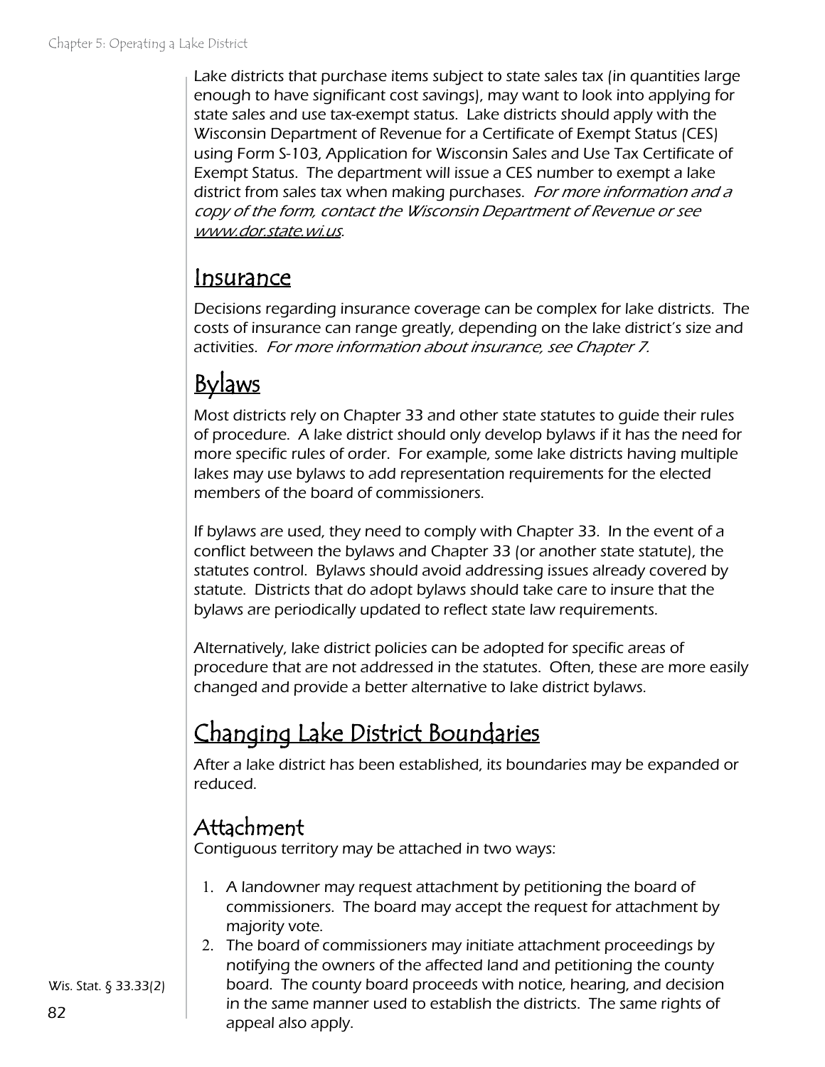Lake districts that purchase items subject to state sales tax (in quantities large enough to have significant cost savings), may want to look into applying for state sales and use tax-exempt status. Lake districts should apply with the Wisconsin Department of Revenue for a Certificate of Exempt Status (CES) using Form S-103, Application for Wisconsin Sales and Use Tax Certificate of Exempt Status. The department will issue a CES number to exempt a lake district from sales tax when making purchases. *For more information and a copy of the form, contact the Wisconsin Department of Revenue or see www.dor.state.wi.us.*

## Insurance

Decisions regarding insurance coverage can be complex for lake districts. The costs of insurance can range greatly, depending on the lake district's size and activities. *For more information about insurance, see Chapter 7.*

## Bylaws

Most districts rely on Chapter 33 and other state statutes to guide their rules of procedure. A lake district should only develop bylaws if it has the need for more specific rules of order. For example, some lake districts having multiple lakes may use bylaws to add representation requirements for the elected members of the board of commissioners.

If bylaws are used, they need to comply with Chapter 33. In the event of a conflict between the bylaws and Chapter 33 (or another state statute), the statutes control. Bylaws should avoid addressing issues already covered by statute. Districts that do adopt bylaws should take care to insure that the bylaws are periodically updated to reflect state law requirements.

Alternatively, lake district policies can be adopted for specific areas of procedure that are not addressed in the statutes. Often, these are more easily changed and provide a better alternative to lake district bylaws.

## Changing Lake District Boundaries

After a lake district has been established, its boundaries may be expanded or reduced.

### Attachment

Contiguous territory may be attached in two ways:

1. A landowner may request attachment by petitioning the board of commissioners. The board may accept the request for attachment by majority vote.
2. The board of commissioners may initiate attachment proceedings by notifying the owners of the affected land and petitioning the county board. The county board proceeds with notice, hearing, and decision in the same manner used to establish the districts. The same rights of appeal also apply.

Wis. Stat. § 33.33(2)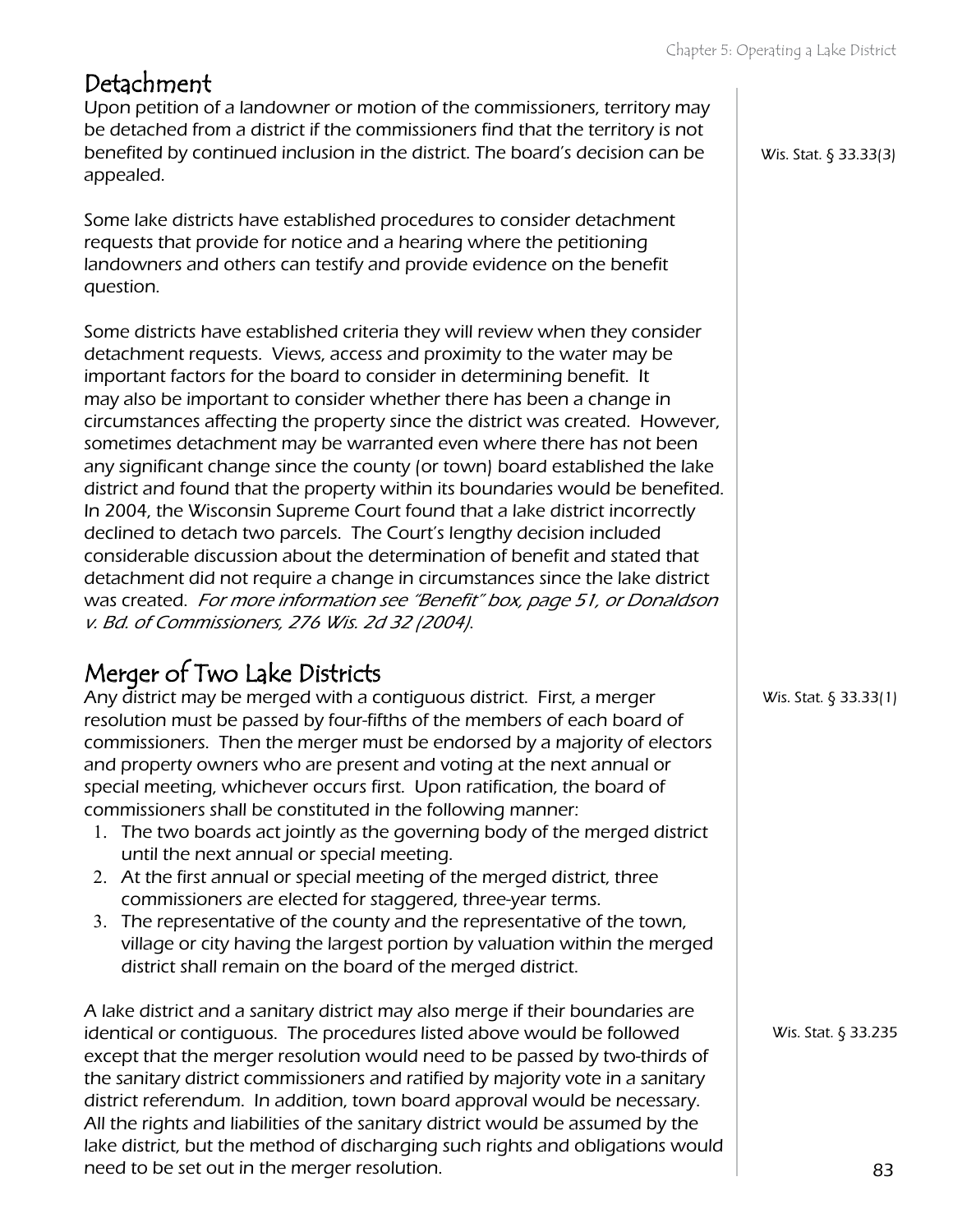## Detachment

Upon petition of a landowner or motion of the commissioners, territory may be detached from a district if the commissioners find that the territory is not benefited by continued inclusion in the district. The board's decision can be appealed.

Wis. Stat. § 33.33(3)

Some lake districts have established procedures to consider detachment requests that provide for notice and a hearing where the petitioning landowners and others can testify and provide evidence on the benefit question.

Some districts have established criteria they will review when they consider detachment requests. Views, access and proximity to the water may be important factors for the board to consider in determining benefit. It may also be important to consider whether there has been a change in circumstances affecting the property since the district was created. However, sometimes detachment may be warranted even where there has not been any significant change since the county (or town) board established the lake district and found that the property within its boundaries would be benefited. In 2004, the Wisconsin Supreme Court found that a lake district incorrectly declined to detach two parcels. The Court's lengthy decision included considerable discussion about the determination of benefit and stated that detachment did not require a change in circumstances since the lake district was created. *For more information see "Benefit" box, page 51, or Donaldson v. Bd. of Commissioners, 276 Wis. 2d 32 (2004).*

## Merger of Two Lake Districts

Wis. Stat. § 33.33(1)

Any district may be merged with a contiguous district. First, a merger resolution must be passed by four-fifths of the members of each board of commissioners. Then the merger must be endorsed by a majority of electors and property owners who are present and voting at the next annual or special meeting, whichever occurs first. Upon ratification, the board of commissioners shall be constituted in the following manner:

1. The two boards act jointly as the governing body of the merged district until the next annual or special meeting.
2. At the first annual or special meeting of the merged district, three commissioners are elected for staggered, three-year terms.
3. The representative of the county and the representative of the town, village or city having the largest portion by valuation within the merged district shall remain on the board of the merged district.

Wis. Stat. § 33.235

A lake district and a sanitary district may also merge if their boundaries are identical or contiguous. The procedures listed above would be followed except that the merger resolution would need to be passed by two-thirds of the sanitary district commissioners and ratified by majority vote in a sanitary district referendum. In addition, town board approval would be necessary. All the rights and liabilities of the sanitary district would be assumed by the lake district, but the method of discharging such rights and obligations would need to be set out in the merger resolution.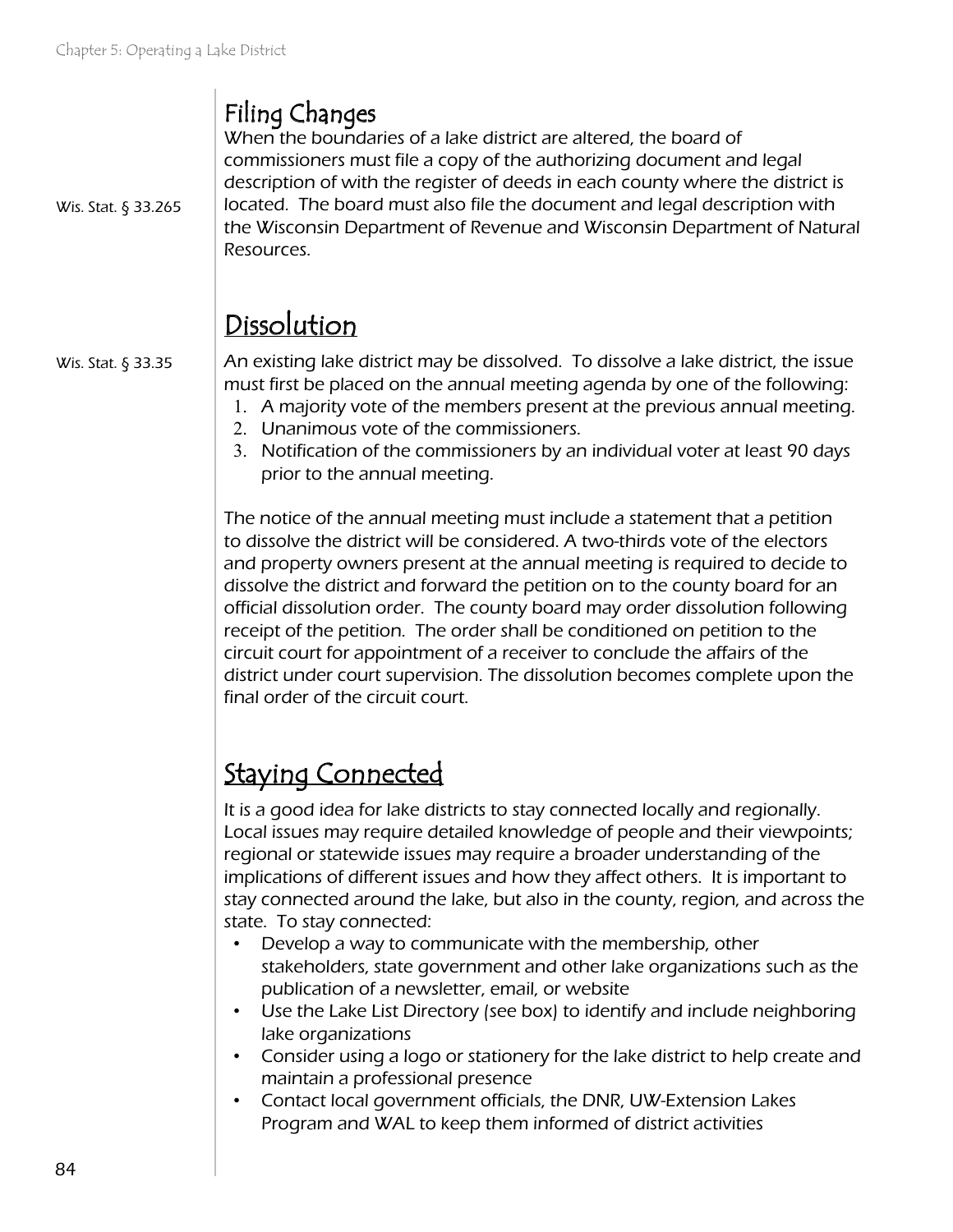## Filing Changes

Wis. Stat. § 33.265

When the boundaries of a lake district are altered, the board of commissioners must file a copy of the authorizing document and legal description of with the register of deeds in each county where the district is located. The board must also file the document and legal description with the Wisconsin Department of Revenue and Wisconsin Department of Natural Resources.

## Dissolution

Wis. Stat. § 33.35

An existing lake district may be dissolved. To dissolve a lake district, the issue must first be placed on the annual meeting agenda by one of the following:

1. A majority vote of the members present at the previous annual meeting.
2. Unanimous vote of the commissioners.
3. Notification of the commissioners by an individual voter at least 90 days prior to the annual meeting.

The notice of the annual meeting must include a statement that a petition to dissolve the district will be considered. A two-thirds vote of the electors and property owners present at the annual meeting is required to decide to dissolve the district and forward the petition on to the county board for an official dissolution order. The county board may order dissolution following receipt of the petition. The order shall be conditioned on petition to the circuit court for appointment of a receiver to conclude the affairs of the district under court supervision. The dissolution becomes complete upon the final order of the circuit court.

## Staying Connected

It is a good idea for lake districts to stay connected locally and regionally. Local issues may require detailed knowledge of people and their viewpoints; regional or statewide issues may require a broader understanding of the implications of different issues and how they affect others. It is important to stay connected around the lake, but also in the county, region, and across the state. To stay connected:

- Develop a way to communicate with the membership, other stakeholders, state government and other lake organizations such as the publication of a newsletter, email, or website
- Use the Lake List Directory (see box) to identify and include neighboring lake organizations
- Consider using a logo or stationery for the lake district to help create and maintain a professional presence
- Contact local government officials, the DNR, UW-Extension Lakes Program and WAL to keep them informed of district activities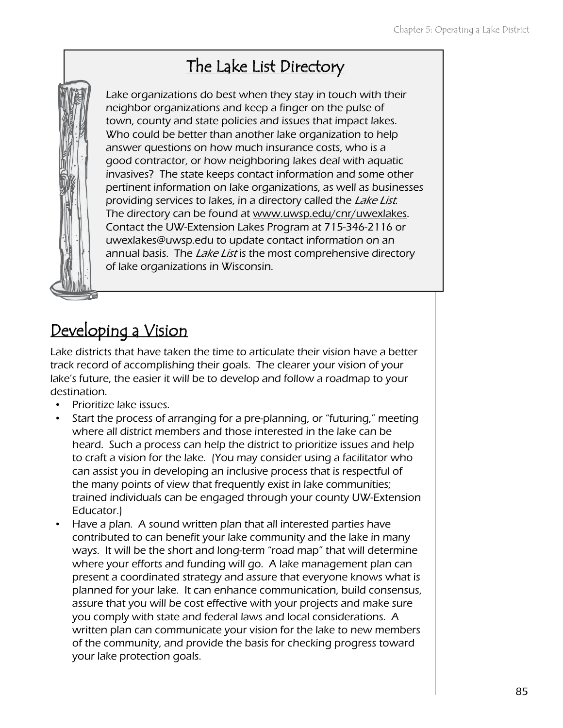## The Lake List Directory

Lake organizations do best when they stay in touch with their neighbor organizations and keep a finger on the pulse of town, county and state policies and issues that impact lakes. Who could be better than another lake organization to help answer questions on how much insurance costs, who is a good contractor, or how neighboring lakes deal with aquatic invasives? The state keeps contact information and some other pertinent information on lake organizations, as well as businesses providing services to lakes, in a directory called the *Lake List*. The directory can be found at www.uwsp.edu/cnr/uwexlakes. Contact the UW-Extension Lakes Program at 715-346-2116 or uwexlakes@uwsp.edu to update contact information on an annual basis. The *Lake List* is the most comprehensive directory of lake organizations in Wisconsin.

## Developing a Vision

Lake districts that have taken the time to articulate their vision have a better track record of accomplishing their goals. The clearer your vision of your lake's future, the easier it will be to develop and follow a roadmap to your destination.

- Prioritize lake issues.
- Start the process of arranging for a pre-planning, or "futuring," meeting where all district members and those interested in the lake can be heard. Such a process can help the district to prioritize issues and help to craft a vision for the lake. (You may consider using a facilitator who can assist you in developing an inclusive process that is respectful of the many points of view that frequently exist in lake communities; trained individuals can be engaged through your county UW-Extension Educator.)
- Have a plan. A sound written plan that all interested parties have contributed to can benefit your lake community and the lake in many ways. It will be the short and long-term "road map" that will determine where your efforts and funding will go. A lake management plan can present a coordinated strategy and assure that everyone knows what is planned for your lake. It can enhance communication, build consensus, assure that you will be cost effective with your projects and make sure you comply with state and federal laws and local considerations. A written plan can communicate your vision for the lake to new members of the community, and provide the basis for checking progress toward your lake protection goals.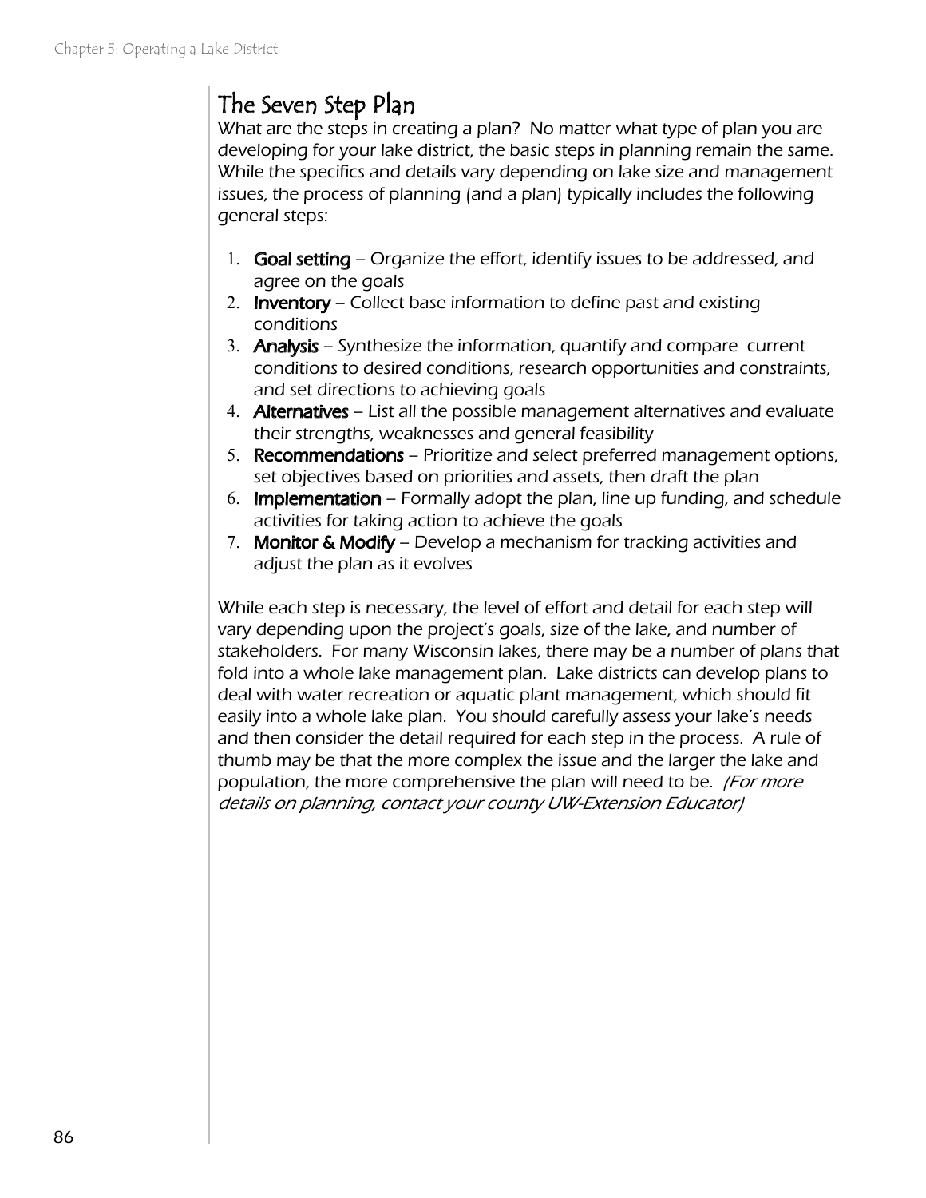## The Seven Step Plan

*What are the steps in creating a plan? No matter what type of plan you are developing for your lake district, the basic steps in planning remain the same. While the specifics and details vary depending on lake size and management issues, the process of planning (and a plan) typically includes the following general steps:*

1. **Goal setting** – *Organize the effort, identify issues to be addressed, and agree on the goals*
2. **Inventory** – *Collect base information to define past and existing conditions*
3. **Analysis** – *Synthesize the information, quantify and compare current conditions to desired conditions, research opportunities and constraints, and set directions to achieving goals*
4. **Alternatives** – *List all the possible management alternatives and evaluate their strengths, weaknesses and general feasibility*
5. **Recommendations** – *Prioritize and select preferred management options, set objectives based on priorities and assets, then draft the plan*
6. **Implementation** – *Formally adopt the plan, line up funding, and schedule activities for taking action to achieve the goals*
7. **Monitor & Modify** – *Develop a mechanism for tracking activities and adjust the plan as it evolves*

*While each step is necessary, the level of effort and detail for each step will vary depending upon the project's goals, size of the lake, and number of stakeholders. For many Wisconsin lakes, there may be a number of plans that fold into a whole lake management plan. Lake districts can develop plans to deal with water recreation or aquatic plant management, which should fit easily into a whole lake plan. You should carefully assess your lake's needs and then consider the detail required for each step in the process. A rule of thumb may be that the more complex the issue and the larger the lake and population, the more comprehensive the plan will need to be. (For more details on planning, contact your county UW-Extension Educator)*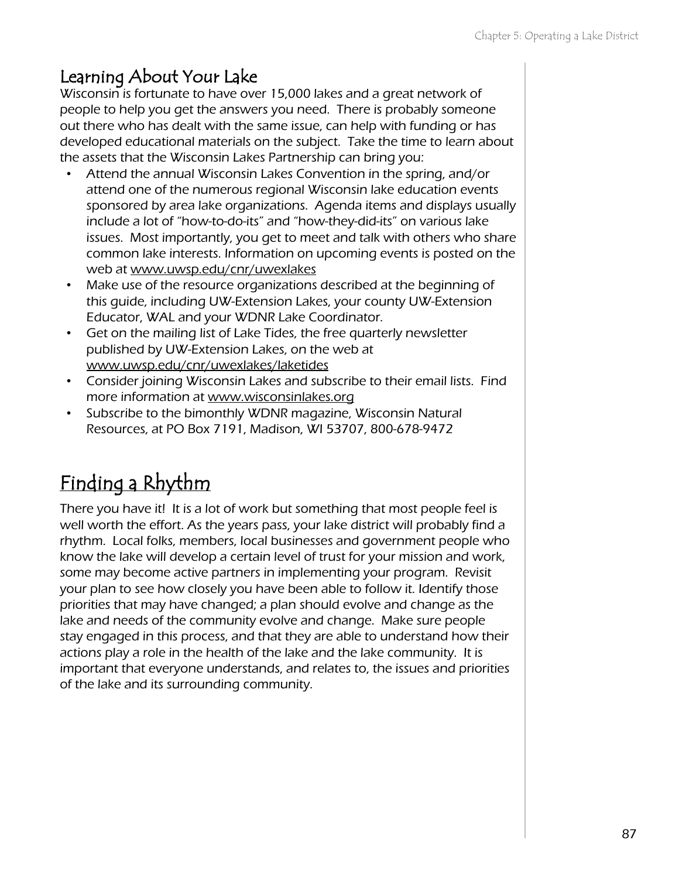## Learning About Your Lake

*Wisconsin is fortunate to have over 15,000 lakes and a great network of people to help you get the answers you need. There is probably someone out there who has dealt with the same issue, can help with funding or has developed educational materials on the subject. Take the time to learn about the assets that the Wisconsin Lakes Partnership can bring you:*

- *Attend the annual Wisconsin Lakes Convention in the spring, and/or attend one of the numerous regional Wisconsin lake education events sponsored by area lake organizations. Agenda items and displays usually include a lot of "how-to-do-its" and "how-they-did-its" on various lake issues. Most importantly, you get to meet and talk with others who share common lake interests. Information on upcoming events is posted on the web at www.uwsp.edu/cnr/uwexlakes*
- *Make use of the resource organizations described at the beginning of this guide, including UW-Extension Lakes, your county UW-Extension Educator, WAL and your WDNR Lake Coordinator.*
- *Get on the mailing list of Lake Tides, the free quarterly newsletter published by UW-Extension Lakes, on the web at www.uwsp.edu/cnr/uwexlakes/laketides*
- *Consider joining Wisconsin Lakes and subscribe to their email lists. Find more information at www.wisconsinlakes.org*
- *Subscribe to the bimonthly WDNR magazine, Wisconsin Natural Resources, at PO Box 7191, Madison, WI 53707, 800-678-9472*

# Finding a Rhythm

There you have it! It is a lot of work but something that most people feel is well worth the effort. As the years pass, your lake district will probably find a rhythm. Local folks, members, local businesses and government people who know the lake will develop a certain level of trust for your mission and work, some may become active partners in implementing your program. Revisit your plan to see how closely you have been able to follow it. Identify those priorities that may have changed; a plan should evolve and change as the lake and needs of the community evolve and change. Make sure people stay engaged in this process, and that they are able to understand how their actions play a role in the health of the lake and the lake community. It is important that everyone understands, and relates to, the issues and priorities of the lake and its surrounding community.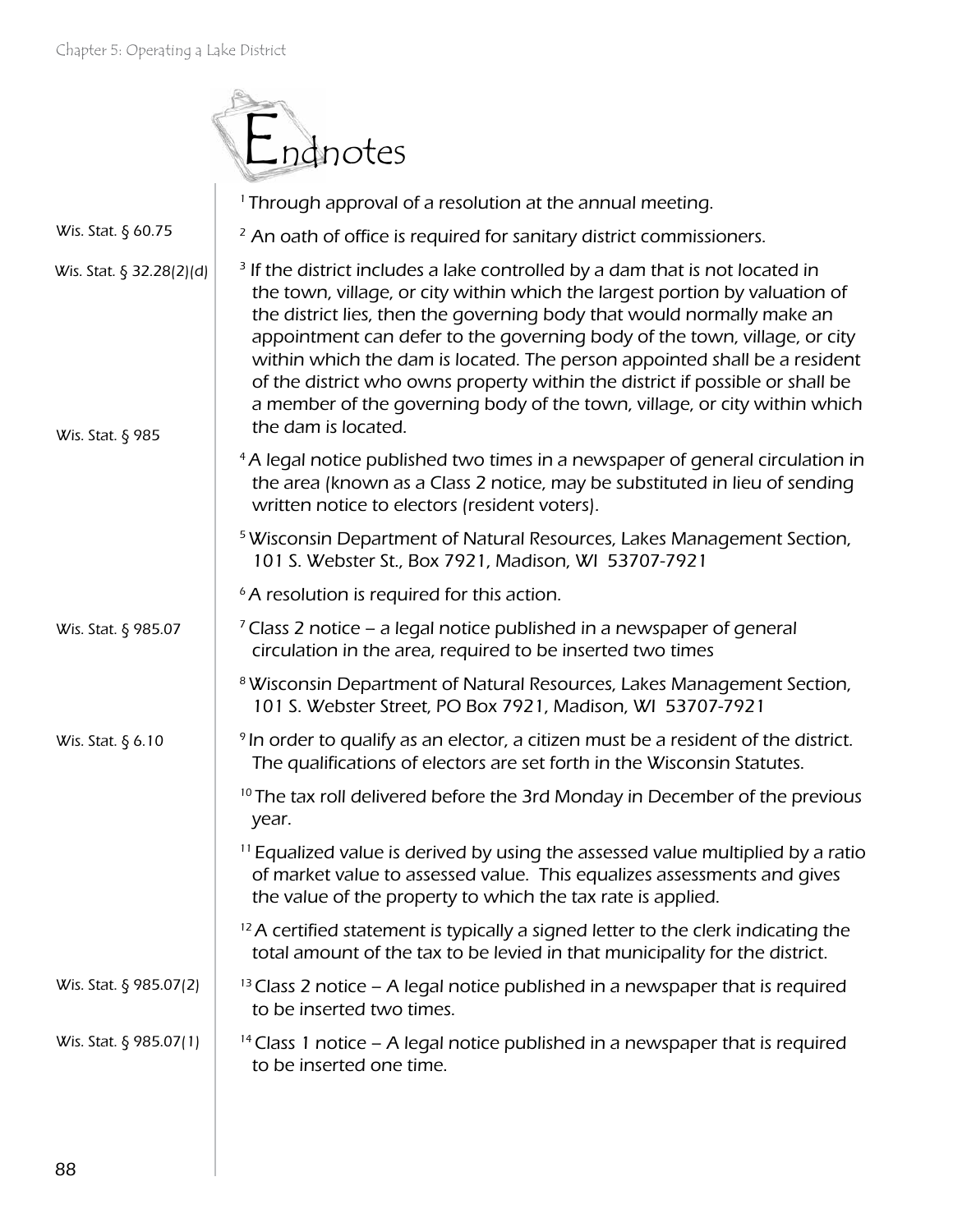# Endnotes

[1] Through approval of a resolution at the annual meeting.

Wis. Stat. § 60.75

[2] An oath of office is required for sanitary district commissioners.

Wis. Stat. § 32.28(2)(d)

[3] If the district includes a lake controlled by a dam that is not located in the town, village, or city within which the largest portion by valuation of the district lies, then the governing body that would normally make an appointment can defer to the governing body of the town, village, or city within which the dam is located. The person appointed shall be a resident of the district who owns property within the district if possible or shall be a member of the governing body of the town, village, or city within which the dam is located.

Wis. Stat. § 985

[4] A legal notice published two times in a newspaper of general circulation in the area (known as a Class 2 notice, may be substituted in lieu of sending written notice to electors (resident voters).

[5] Wisconsin Department of Natural Resources, Lakes Management Section, 101 S. Webster St., Box 7921, Madison, WI 53707-7921

[6] A resolution is required for this action.

Wis. Stat. § 985.07

[7] Class 2 notice – a legal notice published in a newspaper of general circulation in the area, required to be inserted two times

[8] Wisconsin Department of Natural Resources, Lakes Management Section, 101 S. Webster Street, PO Box 7921, Madison, WI 53707-7921

Wis. Stat. § 6.10

[9] In order to qualify as an elector, a citizen must be a resident of the district. The qualifications of electors are set forth in the Wisconsin Statutes.

[10] The tax roll delivered before the 3rd Monday in December of the previous year.

[11] Equalized value is derived by using the assessed value multiplied by a ratio of market value to assessed value. This equalizes assessments and gives the value of the property to which the tax rate is applied.

[12] A certified statement is typically a signed letter to the clerk indicating the total amount of the tax to be levied in that municipality for the district.

Wis. Stat. § 985.07(2)

[13] Class 2 notice – A legal notice published in a newspaper that is required to be inserted two times.

Wis. Stat. § 985.07(1)

[14] Class 1 notice – A legal notice published in a newspaper that is required to be inserted one time.